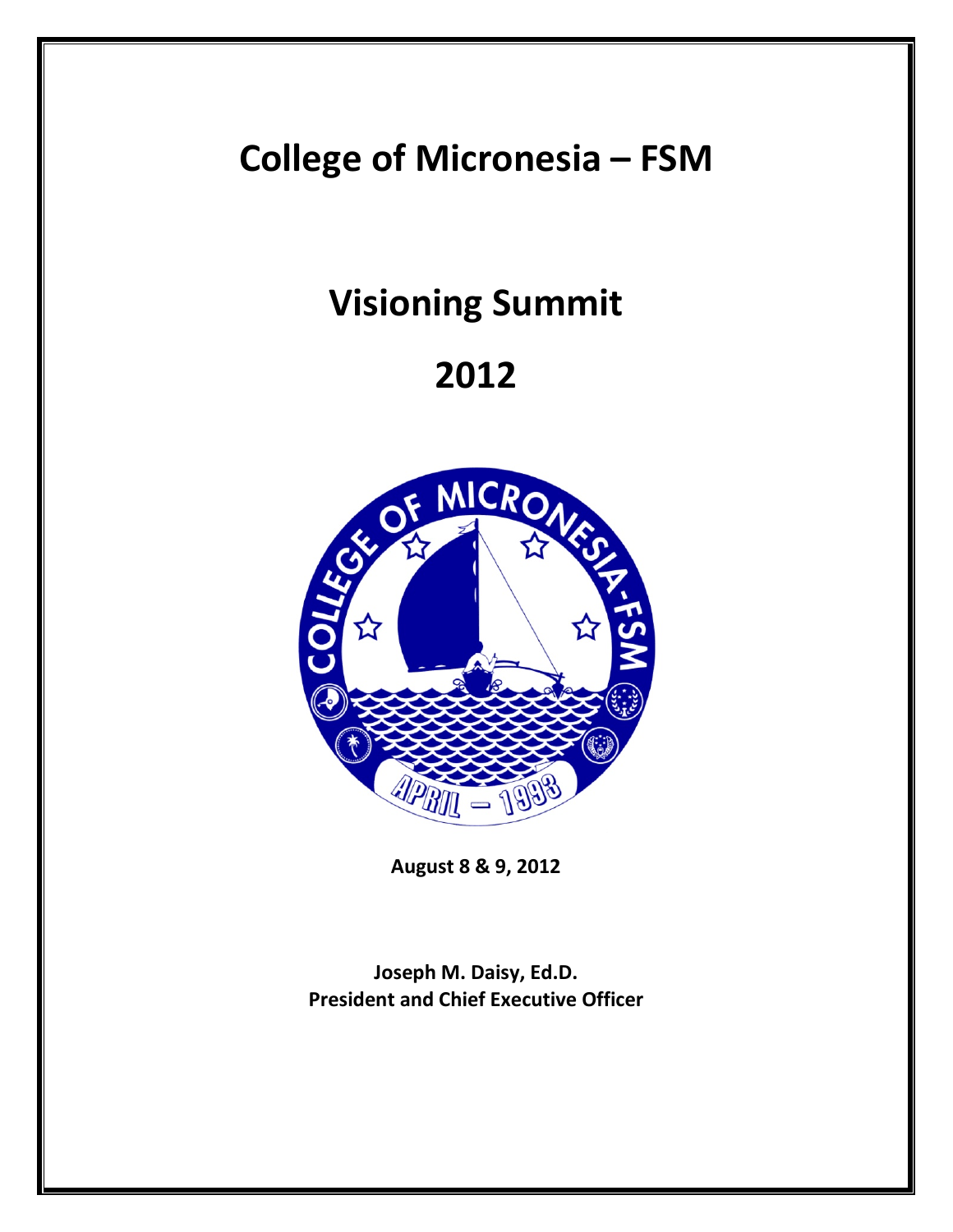# College of Micronesia – FSM

# Visioning Summit

# 2012

**August 8 & 9, 2012**

**Joseph M. Daisy, Ed.D.**
**President and Chief Executive Officer**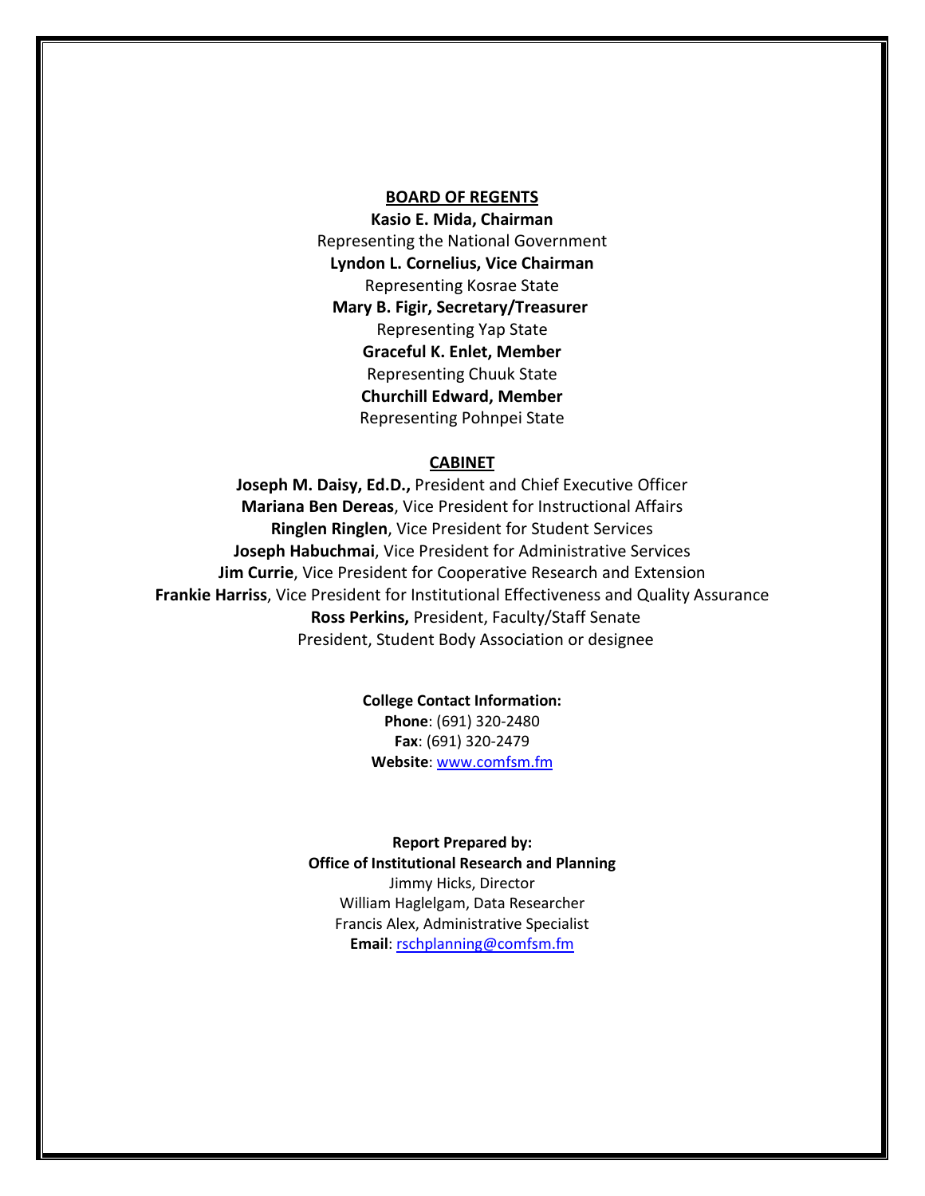## BOARD OF REGENTS

**Kasio E. Mida, Chairman**
Representing the National Government
**Lyndon L. Cornelius, Vice Chairman**
Representing Kosrae State
**Mary B. Figir, Secretary/Treasurer**
Representing Yap State
**Graceful K. Enlet, Member**
Representing Chuuk State
**Churchill Edward, Member**
Representing Pohnpei State

## CABINET

**Joseph M. Daisy, Ed.D.,** President and Chief Executive Officer
**Mariana Ben Dereas**, Vice President for Instructional Affairs
**Ringlen Ringlen**, Vice President for Student Services
**Joseph Habuchmai**, Vice President for Administrative Services
**Jim Currie**, Vice President for Cooperative Research and Extension
**Frankie Harriss**, Vice President for Institutional Effectiveness and Quality Assurance
**Ross Perkins,** President, Faculty/Staff Senate
President, Student Body Association or designee

**College Contact Information:**
**Phone**: (691) 320-2480
**Fax**: (691) 320-2479
**Website**: www.comfsm.fm

**Report Prepared by:**
**Office of Institutional Research and Planning**
Jimmy Hicks, Director
William Haglelgam, Data Researcher
Francis Alex, Administrative Specialist
**Email**: rschplanning@comfsm.fm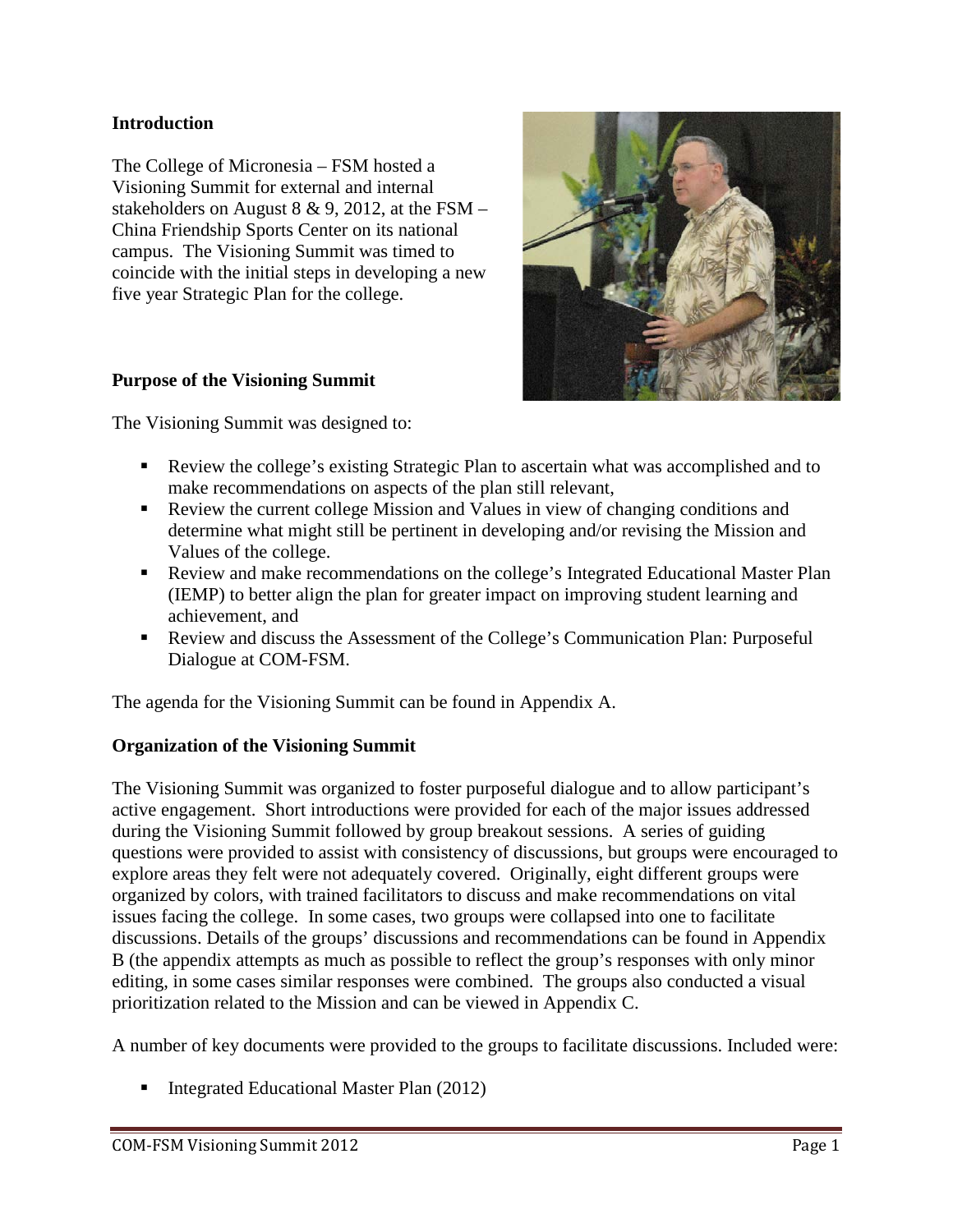## Introduction

The College of Micronesia – FSM hosted a Visioning Summit for external and internal stakeholders on August 8 & 9, 2012, at the FSM – China Friendship Sports Center on its national campus. The Visioning Summit was timed to coincide with the initial steps in developing a new five year Strategic Plan for the college.

## Purpose of the Visioning Summit

The Visioning Summit was designed to:

- Review the college's existing Strategic Plan to ascertain what was accomplished and to make recommendations on aspects of the plan still relevant,
- Review the current college Mission and Values in view of changing conditions and determine what might still be pertinent in developing and/or revising the Mission and Values of the college.
- Review and make recommendations on the college's Integrated Educational Master Plan (IEMP) to better align the plan for greater impact on improving student learning and achievement, and
- Review and discuss the Assessment of the College's Communication Plan: Purposeful Dialogue at COM-FSM.

The agenda for the Visioning Summit can be found in Appendix A.

## Organization of the Visioning Summit

The Visioning Summit was organized to foster purposeful dialogue and to allow participant's active engagement. Short introductions were provided for each of the major issues addressed during the Visioning Summit followed by group breakout sessions. A series of guiding questions were provided to assist with consistency of discussions, but groups were encouraged to explore areas they felt were not adequately covered. Originally, eight different groups were organized by colors, with trained facilitators to discuss and make recommendations on vital issues facing the college. In some cases, two groups were collapsed into one to facilitate discussions. Details of the groups' discussions and recommendations can be found in Appendix B (the appendix attempts as much as possible to reflect the group's responses with only minor editing, in some cases similar responses were combined. The groups also conducted a visual prioritization related to the Mission and can be viewed in Appendix C.

A number of key documents were provided to the groups to facilitate discussions. Included were:

- Integrated Educational Master Plan (2012)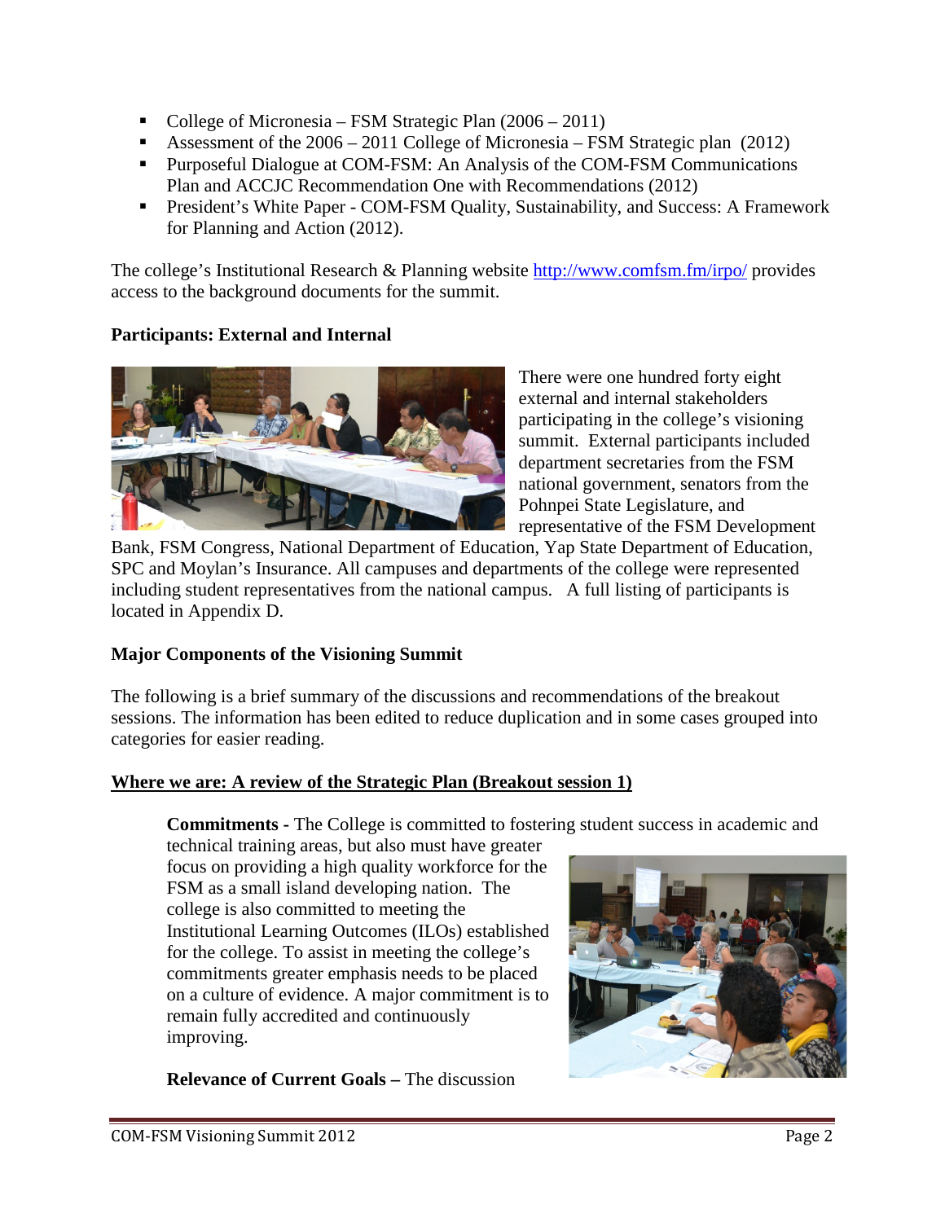- College of Micronesia – FSM Strategic Plan (2006 – 2011)
- Assessment of the 2006 – 2011 College of Micronesia – FSM Strategic plan (2012)
- Purposeful Dialogue at COM-FSM: An Analysis of the COM-FSM Communications Plan and ACCJC Recommendation One with Recommendations (2012)
- President's White Paper - COM-FSM Quality, Sustainability, and Success: A Framework for Planning and Action (2012).

The college's Institutional Research & Planning website http://www.comfsm.fm/irpo/ provides access to the background documents for the summit.

**Participants: External and Internal**

There were one hundred forty eight external and internal stakeholders participating in the college's visioning summit. External participants included department secretaries from the FSM national government, senators from the Pohnpei State Legislature, and representative of the FSM Development Bank, FSM Congress, National Department of Education, Yap State Department of Education, SPC and Moylan's Insurance. All campuses and departments of the college were represented including student representatives from the national campus. A full listing of participants is located in Appendix D.

**Major Components of the Visioning Summit**

The following is a brief summary of the discussions and recommendations of the breakout sessions. The information has been edited to reduce duplication and in some cases grouped into categories for easier reading.

**Where we are: A review of the Strategic Plan (Breakout session 1)**

**Commitments -** The College is committed to fostering student success in academic and technical training areas, but also must have greater focus on providing a high quality workforce for the FSM as a small island developing nation. The college is also committed to meeting the Institutional Learning Outcomes (ILOs) established for the college. To assist in meeting the college's commitments greater emphasis needs to be placed on a culture of evidence. A major commitment is to remain fully accredited and continuously improving.

**Relevance of Current Goals –** The discussion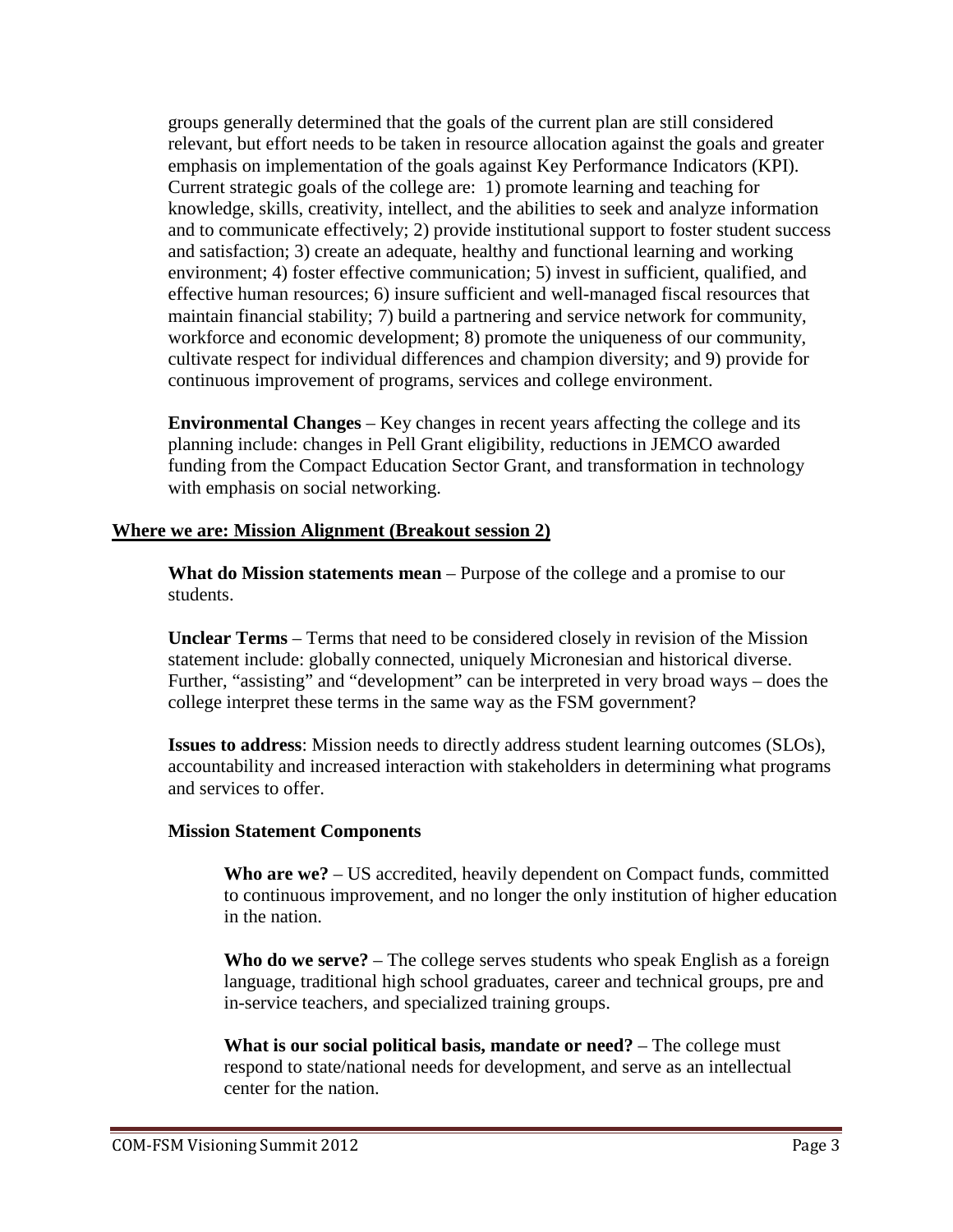groups generally determined that the goals of the current plan are still considered relevant, but effort needs to be taken in resource allocation against the goals and greater emphasis on implementation of the goals against Key Performance Indicators (KPI). Current strategic goals of the college are: 1) promote learning and teaching for knowledge, skills, creativity, intellect, and the abilities to seek and analyze information and to communicate effectively; 2) provide institutional support to foster student success and satisfaction; 3) create an adequate, healthy and functional learning and working environment; 4) foster effective communication; 5) invest in sufficient, qualified, and effective human resources; 6) insure sufficient and well-managed fiscal resources that maintain financial stability; 7) build a partnering and service network for community, workforce and economic development; 8) promote the uniqueness of our community, cultivate respect for individual differences and champion diversity; and 9) provide for continuous improvement of programs, services and college environment.

**Environmental Changes** – Key changes in recent years affecting the college and its planning include: changes in Pell Grant eligibility, reductions in JEMCO awarded funding from the Compact Education Sector Grant, and transformation in technology with emphasis on social networking.

## Where we are: Mission Alignment (Breakout session 2)

**What do Mission statements mean** – Purpose of the college and a promise to our students.

**Unclear Terms** – Terms that need to be considered closely in revision of the Mission statement include: globally connected, uniquely Micronesian and historical diverse. Further, "assisting" and "development" can be interpreted in very broad ways – does the college interpret these terms in the same way as the FSM government?

**Issues to address**: Mission needs to directly address student learning outcomes (SLOs), accountability and increased interaction with stakeholders in determining what programs and services to offer.

**Mission Statement Components**

**Who are we?** – US accredited, heavily dependent on Compact funds, committed to continuous improvement, and no longer the only institution of higher education in the nation.

**Who do we serve?** – The college serves students who speak English as a foreign language, traditional high school graduates, career and technical groups, pre and in-service teachers, and specialized training groups.

**What is our social political basis, mandate or need?** – The college must respond to state/national needs for development, and serve as an intellectual center for the nation.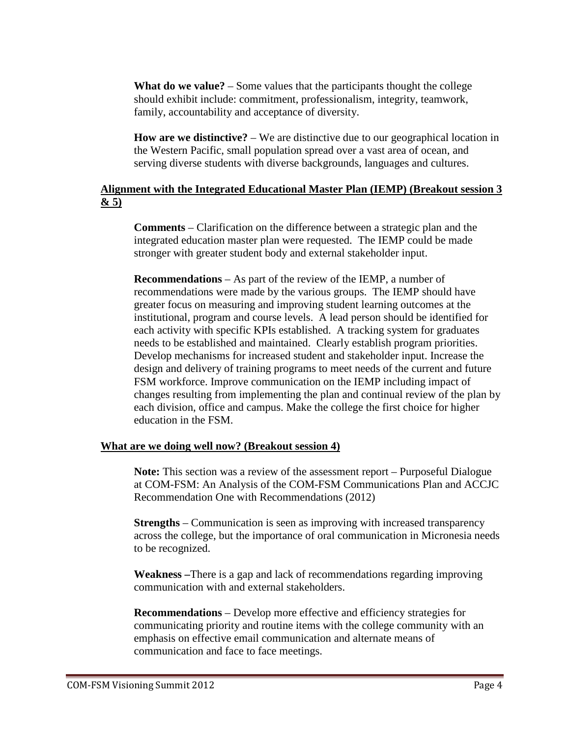**What do we value?** – Some values that the participants thought the college should exhibit include: commitment, professionalism, integrity, teamwork, family, accountability and acceptance of diversity.

**How are we distinctive?** – We are distinctive due to our geographical location in the Western Pacific, small population spread over a vast area of ocean, and serving diverse students with diverse backgrounds, languages and cultures.

**Alignment with the Integrated Educational Master Plan (IEMP) (Breakout session 3 & 5)**

**Comments** – Clarification on the difference between a strategic plan and the integrated education master plan were requested. The IEMP could be made stronger with greater student body and external stakeholder input.

**Recommendations** – As part of the review of the IEMP, a number of recommendations were made by the various groups. The IEMP should have greater focus on measuring and improving student learning outcomes at the institutional, program and course levels. A lead person should be identified for each activity with specific KPIs established. A tracking system for graduates needs to be established and maintained. Clearly establish program priorities. Develop mechanisms for increased student and stakeholder input. Increase the design and delivery of training programs to meet needs of the current and future FSM workforce. Improve communication on the IEMP including impact of changes resulting from implementing the plan and continual review of the plan by each division, office and campus. Make the college the first choice for higher education in the FSM.

**What are we doing well now? (Breakout session 4)**

**Note:** This section was a review of the assessment report – Purposeful Dialogue at COM-FSM: An Analysis of the COM-FSM Communications Plan and ACCJC Recommendation One with Recommendations (2012)

**Strengths** – Communication is seen as improving with increased transparency across the college, but the importance of oral communication in Micronesia needs to be recognized.

**Weakness** –There is a gap and lack of recommendations regarding improving communication with and external stakeholders.

**Recommendations** – Develop more effective and efficiency strategies for communicating priority and routine items with the college community with an emphasis on effective email communication and alternate means of communication and face to face meetings.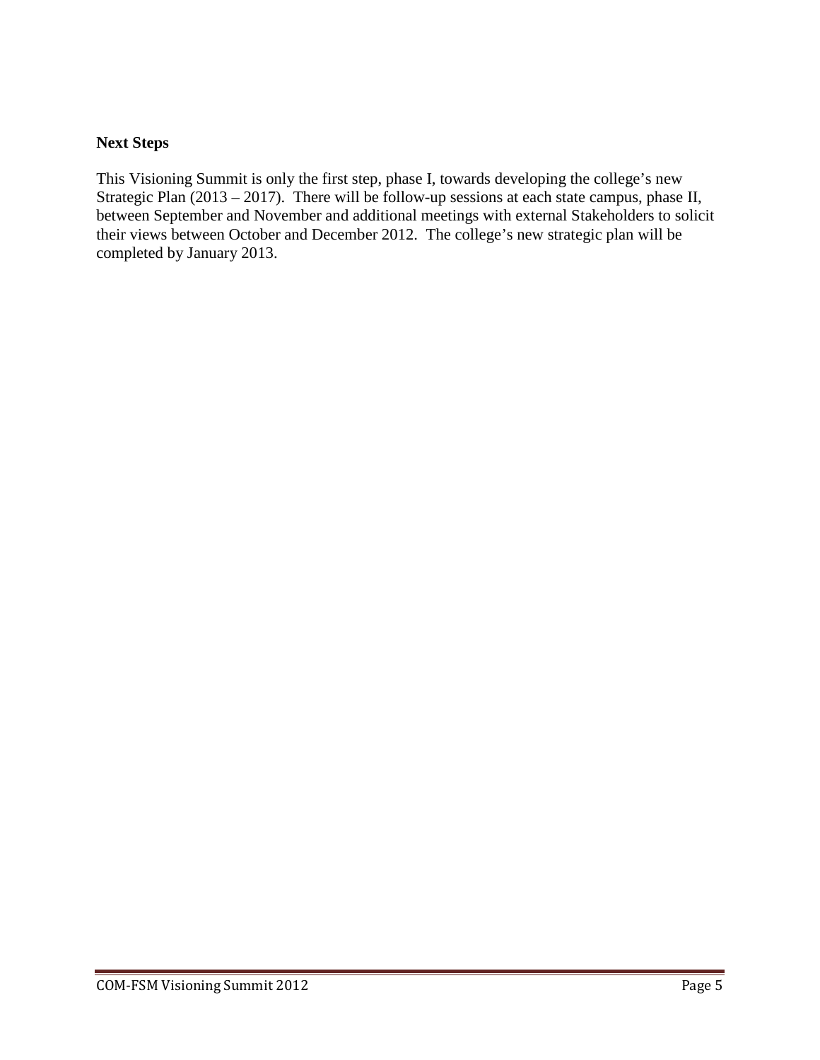**Next Steps**

This Visioning Summit is only the first step, phase I, towards developing the college's new Strategic Plan (2013 – 2017). There will be follow-up sessions at each state campus, phase II, between September and November and additional meetings with external Stakeholders to solicit their views between October and December 2012. The college's new strategic plan will be completed by January 2013.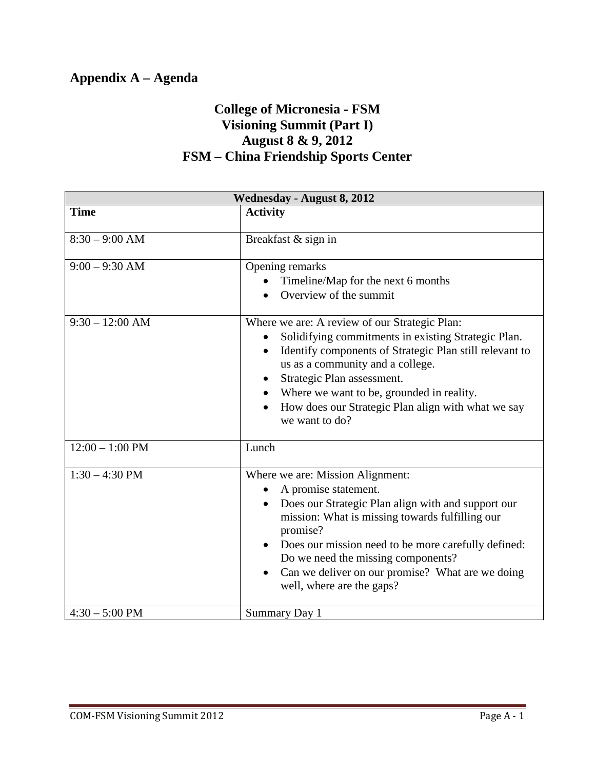## Appendix A – Agenda

### College of Micronesia - FSM
### Visioning Summit (Part I)
### August 8 & 9, 2012
### FSM – China Friendship Sports Center

| Wednesday - August 8, 2012 | |
|---|---|
| **Time** | **Activity** |
| 8:30 – 9:00 AM | Breakfast & sign in |
| 9:00 – 9:30 AM | Opening remarks<br>• Timeline/Map for the next 6 months<br>• Overview of the summit |
| 9:30 – 12:00 AM | Where we are: A review of our Strategic Plan:<br>• Solidifying commitments in existing Strategic Plan.<br>• Identify components of Strategic Plan still relevant to us as a community and a college.<br>• Strategic Plan assessment.<br>• Where we want to be, grounded in reality.<br>• How does our Strategic Plan align with what we say we want to do? |
| 12:00 – 1:00 PM | Lunch |
| 1:30 – 4:30 PM | Where we are: Mission Alignment:<br>• A promise statement.<br>• Does our Strategic Plan align with and support our mission: What is missing towards fulfilling our promise?<br>• Does our mission need to be more carefully defined: Do we need the missing components?<br>• Can we deliver on our promise? What are we doing well, where are the gaps? |
| 4:30 – 5:00 PM | Summary Day 1 |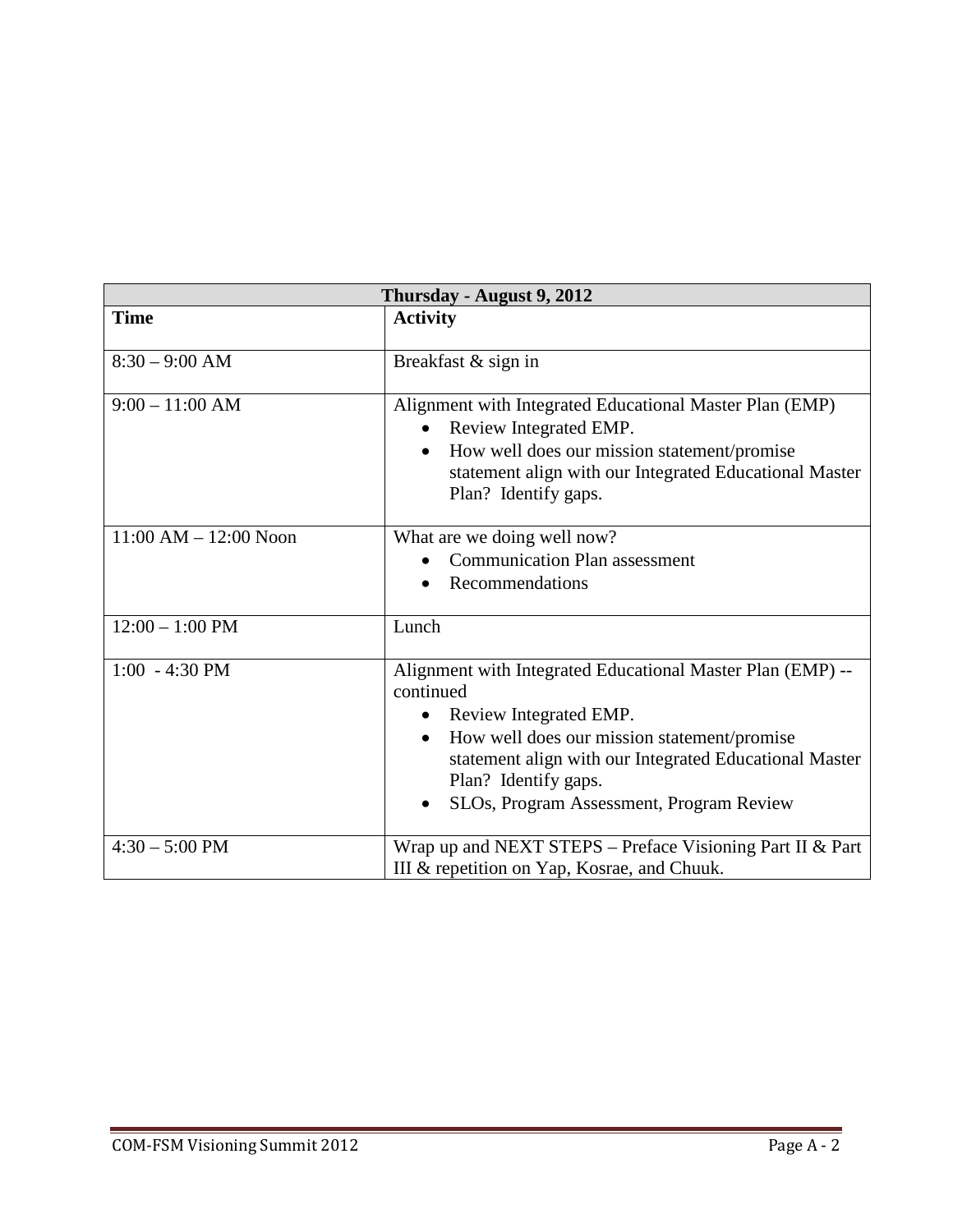| Thursday - August 9, 2012 | |
|---|---|
| **Time** | **Activity** |
| 8:30 – 9:00 AM | Breakfast & sign in |
| 9:00 – 11:00 AM | Alignment with Integrated Educational Master Plan (EMP)<br>• Review Integrated EMP.<br>• How well does our mission statement/promise statement align with our Integrated Educational Master Plan? Identify gaps. |
| 11:00 AM – 12:00 Noon | What are we doing well now?<br>• Communication Plan assessment<br>• Recommendations |
| 12:00 – 1:00 PM | Lunch |
| 1:00 - 4:30 PM | Alignment with Integrated Educational Master Plan (EMP) -- continued<br>• Review Integrated EMP.<br>• How well does our mission statement/promise statement align with our Integrated Educational Master Plan? Identify gaps.<br>• SLOs, Program Assessment, Program Review |
| 4:30 – 5:00 PM | Wrap up and NEXT STEPS – Preface Visioning Part II & Part III & repetition on Yap, Kosrae, and Chuuk. |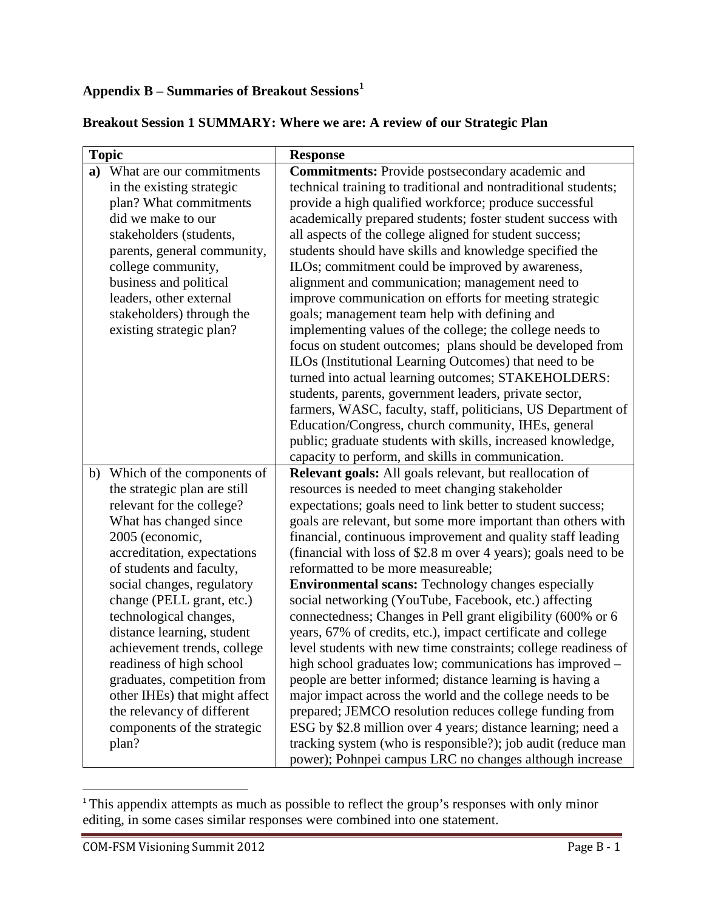## Appendix B – Summaries of Breakout Sessions[1]

### Breakout Session 1 SUMMARY: Where we are: A review of our Strategic Plan

| Topic | Response |
|---|---|
| **a)** What are our commitments in the existing strategic plan? What commitments did we make to our stakeholders (students, parents, general community, college community, business and political leaders, other external stakeholders) through the existing strategic plan? | **Commitments:** Provide postsecondary academic and technical training to traditional and nontraditional students; provide a high qualified workforce; produce successful academically prepared students; foster student success with all aspects of the college aligned for student success; students should have skills and knowledge specified the ILOs; commitment could be improved by awareness, alignment and communication; management need to improve communication on efforts for meeting strategic goals; management team help with defining and implementing values of the college; the college needs to focus on student outcomes; plans should be developed from ILOs (Institutional Learning Outcomes) that need to be turned into actual learning outcomes; STAKEHOLDERS: students, parents, government leaders, private sector, farmers, WASC, faculty, staff, politicians, US Department of Education/Congress, church community, IHEs, general public; graduate students with skills, increased knowledge, capacity to perform, and skills in communication. |
| b) Which of the components of the strategic plan are still relevant for the college? What has changed since 2005 (economic, accreditation, expectations of students and faculty, social changes, regulatory change (PELL grant, etc.) technological changes, distance learning, student achievement trends, college readiness of high school graduates, competition from other IHEs) that might affect the relevancy of different components of the strategic plan? | **Relevant goals:** All goals relevant, but reallocation of resources is needed to meet changing stakeholder expectations; goals need to link better to student success; goals are relevant, but some more important than others with financial, continuous improvement and quality staff leading (financial with loss of $2.8 m over 4 years); goals need to be reformatted to be more measureable; **Environmental scans:** Technology changes especially social networking (YouTube, Facebook, etc.) affecting connectedness; Changes in Pell grant eligibility (600% or 6 years, 67% of credits, etc.), impact certificate and college level students with new time constraints; college readiness of high school graduates low; communications has improved – people are better informed; distance learning is having a major impact across the world and the college needs to be prepared; JEMCO resolution reduces college funding from ESG by $2.8 million over 4 years; distance learning; need a tracking system (who is responsible?); job audit (reduce man power); Pohnpei campus LRC no changes although increase |

[1] This appendix attempts as much as possible to reflect the group's responses with only minor editing, in some cases similar responses were combined into one statement.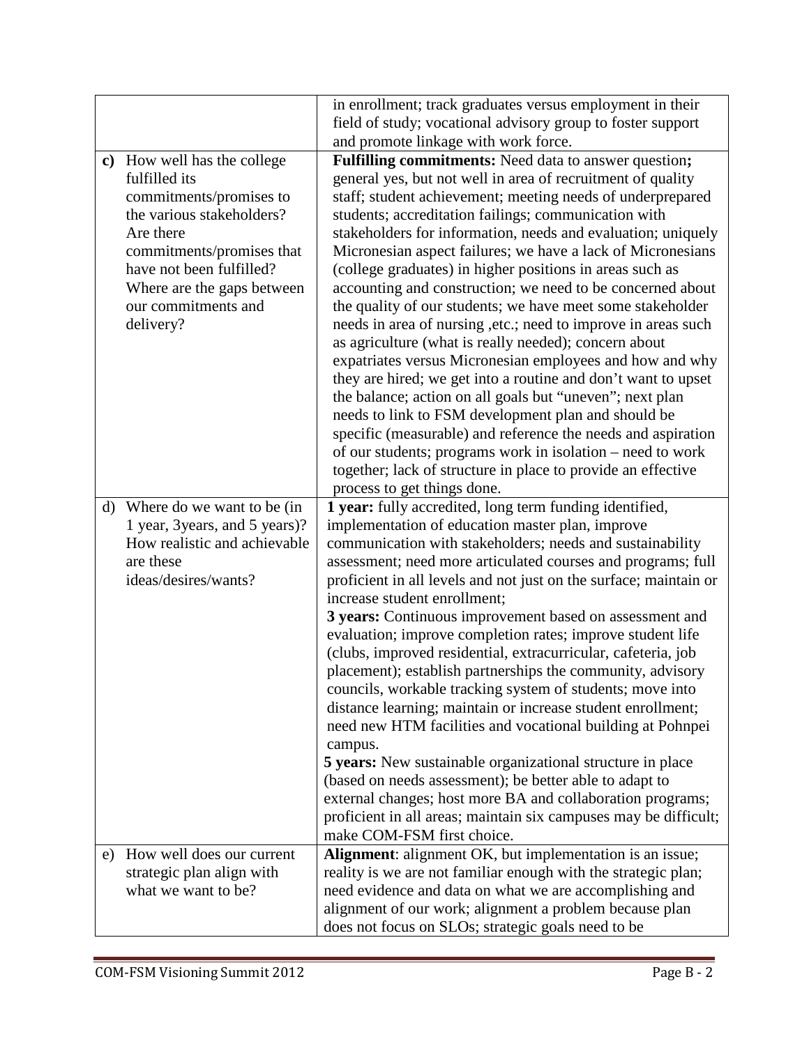| | |
|---|---|
| | in enrollment; track graduates versus employment in their field of study; vocational advisory group to foster support and promote linkage with work force. |
| **c)** How well has the college fulfilled its commitments/promises to the various stakeholders? Are there commitments/promises that have not been fulfilled? Where are the gaps between our commitments and delivery? | **Fulfilling commitments:** Need data to answer question**;** general yes, but not well in area of recruitment of quality staff; student achievement; meeting needs of underprepared students; accreditation failings; communication with stakeholders for information, needs and evaluation; uniquely Micronesian aspect failures; we have a lack of Micronesians (college graduates) in higher positions in areas such as accounting and construction; we need to be concerned about the quality of our students; we have meet some stakeholder needs in area of nursing ,etc.; need to improve in areas such as agriculture (what is really needed); concern about expatriates versus Micronesian employees and how and why they are hired; we get into a routine and don't want to upset the balance; action on all goals but "uneven"; next plan needs to link to FSM development plan and should be specific (measurable) and reference the needs and aspiration of our students; programs work in isolation – need to work together; lack of structure in place to provide an effective process to get things done. |
| d) Where do we want to be (in 1 year, 3years, and 5 years)? How realistic and achievable are these ideas/desires/wants? | **1 year:** fully accredited, long term funding identified, implementation of education master plan, improve communication with stakeholders; needs and sustainability assessment; need more articulated courses and programs; full proficient in all levels and not just on the surface; maintain or increase student enrollment;<br>**3 years:** Continuous improvement based on assessment and evaluation; improve completion rates; improve student life (clubs, improved residential, extracurricular, cafeteria, job placement); establish partnerships the community, advisory councils, workable tracking system of students; move into distance learning; maintain or increase student enrollment; need new HTM facilities and vocational building at Pohnpei campus.<br>**5 years:** New sustainable organizational structure in place (based on needs assessment); be better able to adapt to external changes; host more BA and collaboration programs; proficient in all areas; maintain six campuses may be difficult; make COM-FSM first choice. |
| e) How well does our current strategic plan align with what we want to be? | **Alignment**: alignment OK, but implementation is an issue; reality is we are not familiar enough with the strategic plan; need evidence and data on what we are accomplishing and alignment of our work; alignment a problem because plan does not focus on SLOs; strategic goals need to be |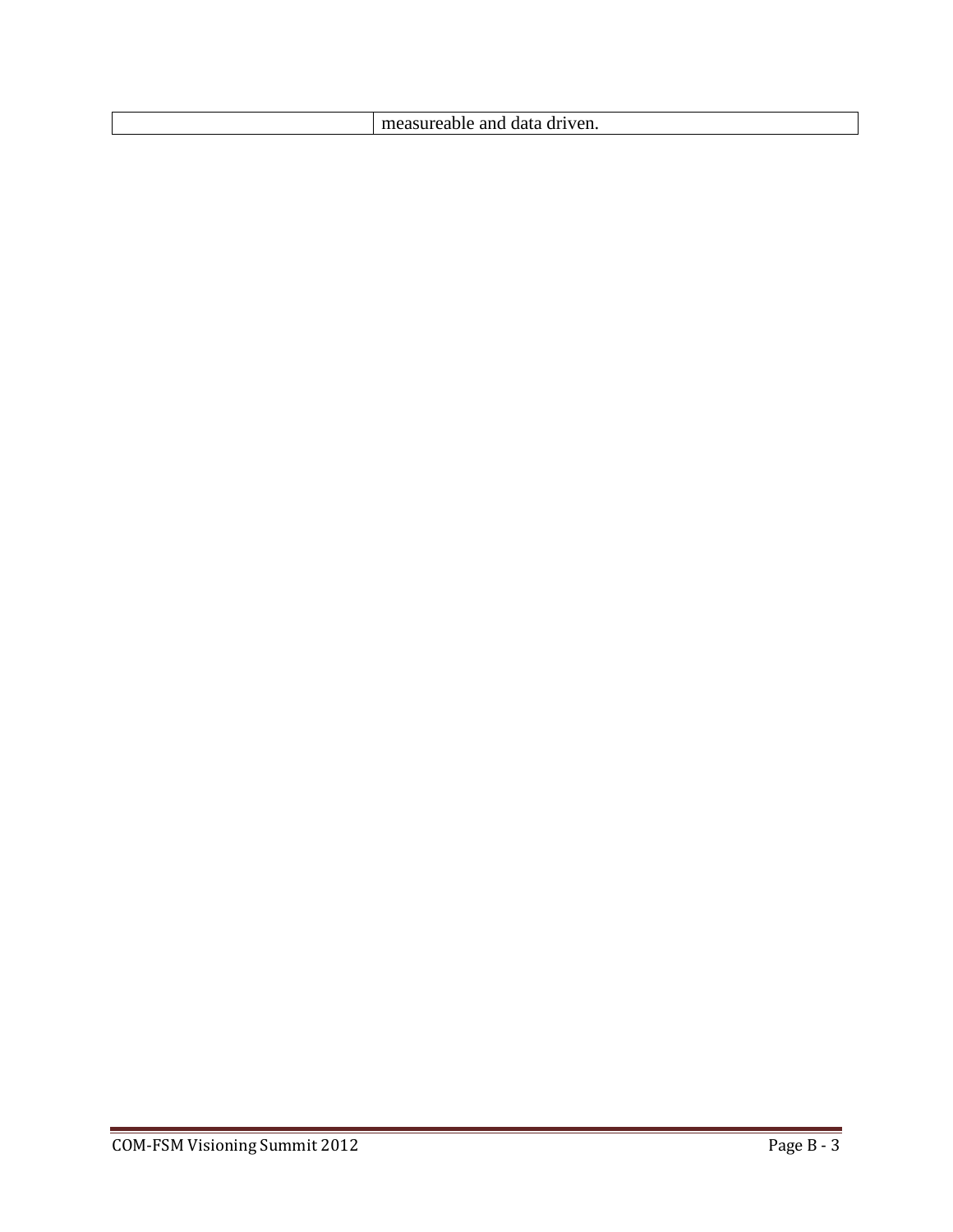| | |
|---|---|
| | measureable and data driven. |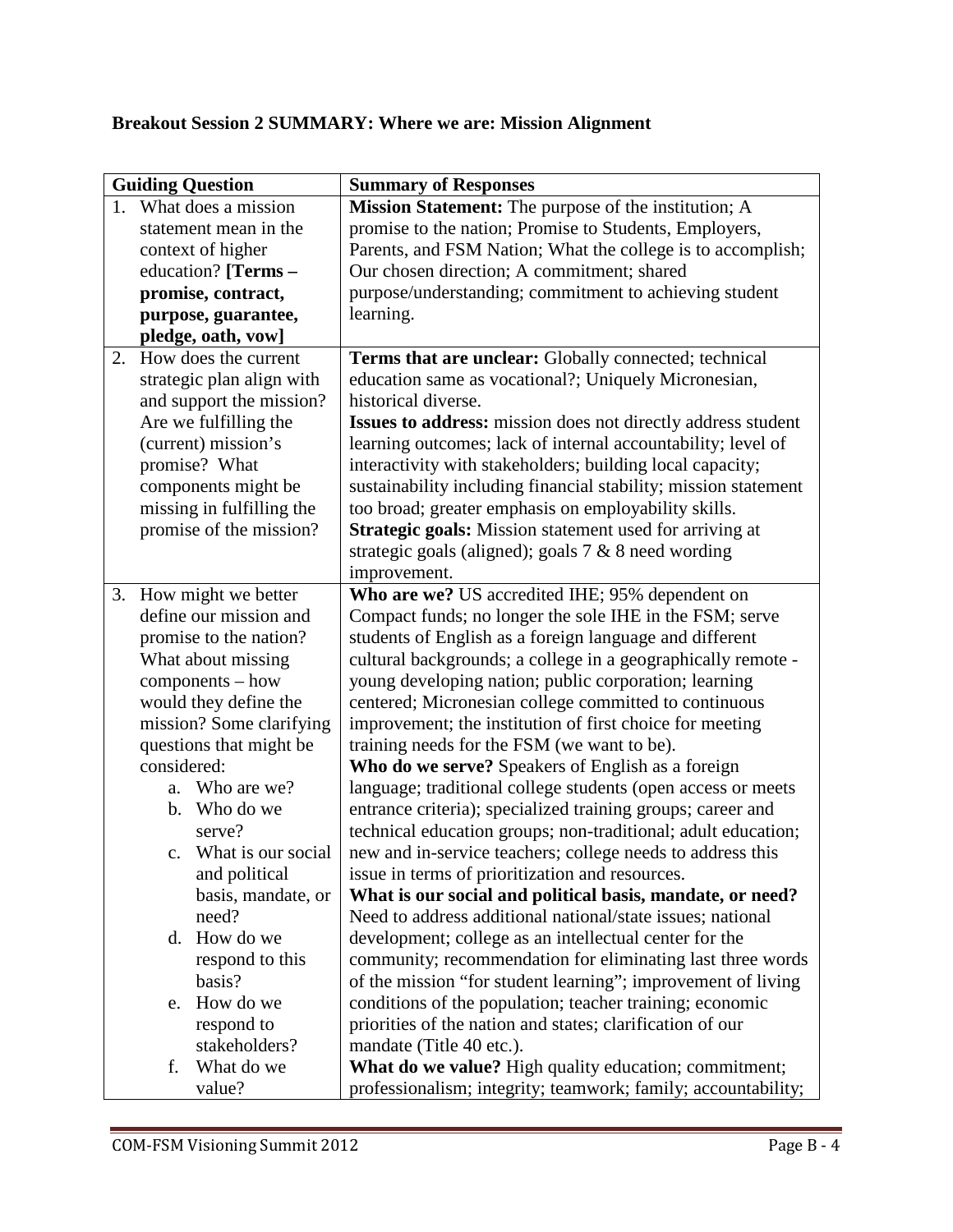**Breakout Session 2 SUMMARY: Where we are: Mission Alignment**

| Guiding Question | Summary of Responses |
|---|---|
| 1. What does a mission statement mean in the context of higher education? **[Terms – promise, contract, purpose, guarantee, pledge, oath, vow]** | **Mission Statement:** The purpose of the institution; A promise to the nation; Promise to Students, Employers, Parents, and FSM Nation; What the college is to accomplish; Our chosen direction; A commitment; shared purpose/understanding; commitment to achieving student learning. |
| 2. How does the current strategic plan align with and support the mission? Are we fulfilling the (current) mission's promise? What components might be missing in fulfilling the promise of the mission? | **Terms that are unclear:** Globally connected; technical education same as vocational?; Uniquely Micronesian, historical diverse.<br>**Issues to address:** mission does not directly address student learning outcomes; lack of internal accountability; level of interactivity with stakeholders; building local capacity; sustainability including financial stability; mission statement too broad; greater emphasis on employability skills.<br>**Strategic goals:** Mission statement used for arriving at strategic goals (aligned); goals 7 & 8 need wording improvement. |
| 3. How might we better define our mission and promise to the nation? What about missing components – how would they define the mission? Some clarifying questions that might be considered:<br>a. Who are we?<br>b. Who do we serve?<br>c. What is our social and political basis, mandate, or need?<br>d. How do we respond to this basis?<br>e. How do we respond to stakeholders?<br>f. What do we value? | **Who are we?** US accredited IHE; 95% dependent on Compact funds; no longer the sole IHE in the FSM; serve students of English as a foreign language and different cultural backgrounds; a college in a geographically remote - young developing nation; public corporation; learning centered; Micronesian college committed to continuous improvement; the institution of first choice for meeting training needs for the FSM (we want to be).<br>**Who do we serve?** Speakers of English as a foreign language; traditional college students (open access or meets entrance criteria); specialized training groups; career and technical education groups; non-traditional; adult education; new and in-service teachers; college needs to address this issue in terms of prioritization and resources.<br>**What is our social and political basis, mandate, or need?** Need to address additional national/state issues; national development; college as an intellectual center for the community; recommendation for eliminating last three words of the mission "for student learning"; improvement of living conditions of the population; teacher training; economic priorities of the nation and states; clarification of our mandate (Title 40 etc.).<br>**What do we value?** High quality education; commitment; professionalism; integrity; teamwork; family; accountability; |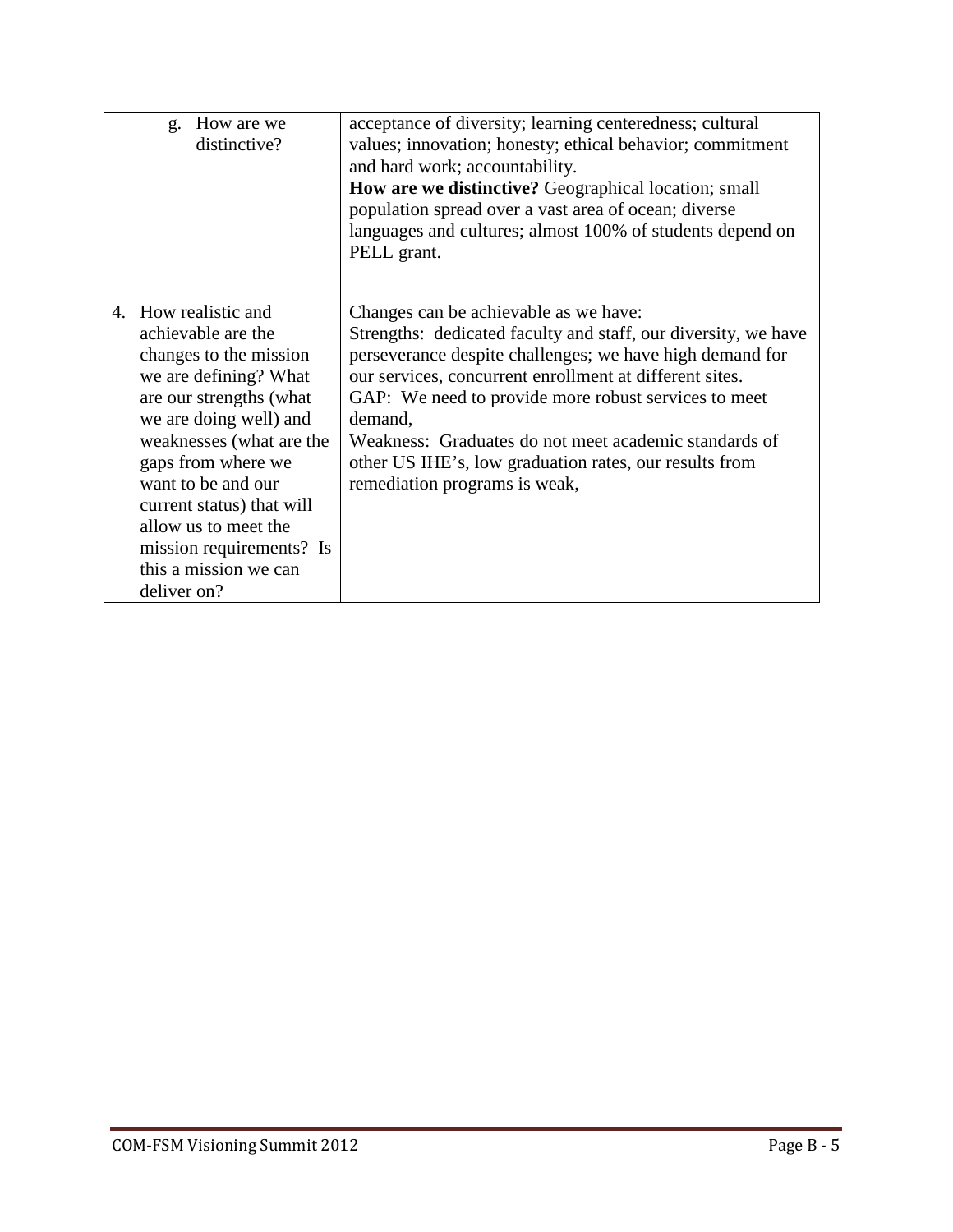| | |
|---|---|
| g. How are we distinctive? | acceptance of diversity; learning centeredness; cultural values; innovation; honesty; ethical behavior; commitment and hard work; accountability.<br>**How are we distinctive?** Geographical location; small population spread over a vast area of ocean; diverse languages and cultures; almost 100% of students depend on PELL grant. |
| 4. How realistic and achievable are the changes to the mission we are defining? What are our strengths (what we are doing well) and weaknesses (what are the gaps from where we want to be and our current status) that will allow us to meet the mission requirements? Is this a mission we can deliver on? | Changes can be achievable as we have:<br>Strengths: dedicated faculty and staff, our diversity, we have perseverance despite challenges; we have high demand for our services, concurrent enrollment at different sites.<br>GAP: We need to provide more robust services to meet demand,<br>Weakness: Graduates do not meet academic standards of other US IHE's, low graduation rates, our results from remediation programs is weak, |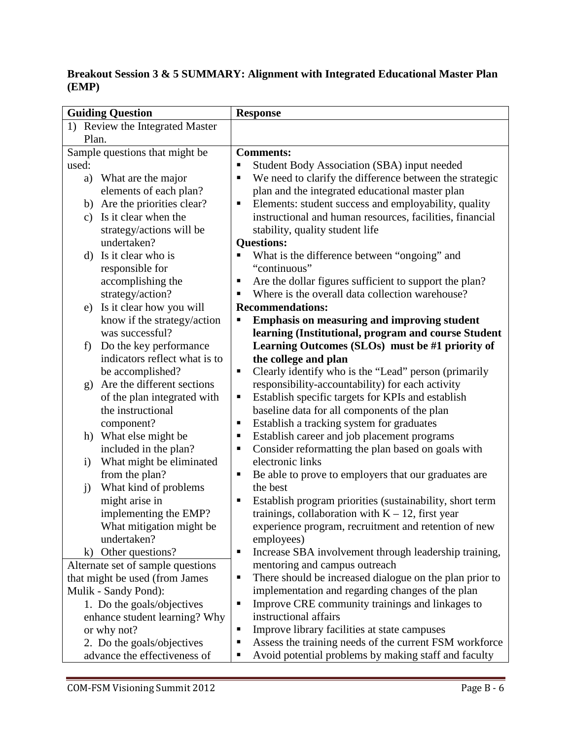**Breakout Session 3 & 5 SUMMARY: Alignment with Integrated Educational Master Plan (EMP)**

| Guiding Question | Response |
|---|---|
| 1) Review the Integrated Master Plan. | |
| Sample questions that might be used:<br>a) What are the major elements of each plan?<br>b) Are the priorities clear?<br>c) Is it clear when the strategy/actions will be undertaken?<br>d) Is it clear who is responsible for accomplishing the strategy/action?<br>e) Is it clear how you will know if the strategy/action was successful?<br>f) Do the key performance indicators reflect what is to be accomplished?<br>g) Are the different sections of the plan integrated with the instructional component?<br>h) What else might be included in the plan?<br>i) What might be eliminated from the plan?<br>j) What kind of problems might arise in implementing the EMP? What mitigation might be undertaken?<br>k) Other questions?<br>Alternate set of sample questions that might be used (from James Mulik - Sandy Pond):<br>1. Do the goals/objectives enhance student learning? Why or why not?<br>2. Do the goals/objectives advance the effectiveness of | **Comments:**<br>▪ Student Body Association (SBA) input needed<br>▪ We need to clarify the difference between the strategic plan and the integrated educational master plan<br>▪ Elements: student success and employability, quality instructional and human resources, facilities, financial stability, quality student life<br>**Questions:**<br>▪ What is the difference between "ongoing" and "continuous"<br>▪ Are the dollar figures sufficient to support the plan?<br>▪ Where is the overall data collection warehouse?<br>**Recommendations:**<br>▪ **Emphasis on measuring and improving student learning (Institutional, program and course Student Learning Outcomes (SLOs) must be #1 priority of the college and plan**<br>▪ Clearly identify who is the "Lead" person (primarily responsibility-accountability) for each activity<br>▪ Establish specific targets for KPIs and establish baseline data for all components of the plan<br>▪ Establish a tracking system for graduates<br>▪ Establish career and job placement programs<br>▪ Consider reformatting the plan based on goals with electronic links<br>▪ Be able to prove to employers that our graduates are the best<br>▪ Establish program priorities (sustainability, short term trainings, collaboration with K – 12, first year experience program, recruitment and retention of new employees)<br>▪ Increase SBA involvement through leadership training, mentoring and campus outreach<br>▪ There should be increased dialogue on the plan prior to implementation and regarding changes of the plan<br>▪ Improve CRE community trainings and linkages to instructional affairs<br>▪ Improve library facilities at state campuses<br>▪ Assess the training needs of the current FSM workforce<br>▪ Avoid potential problems by making staff and faculty |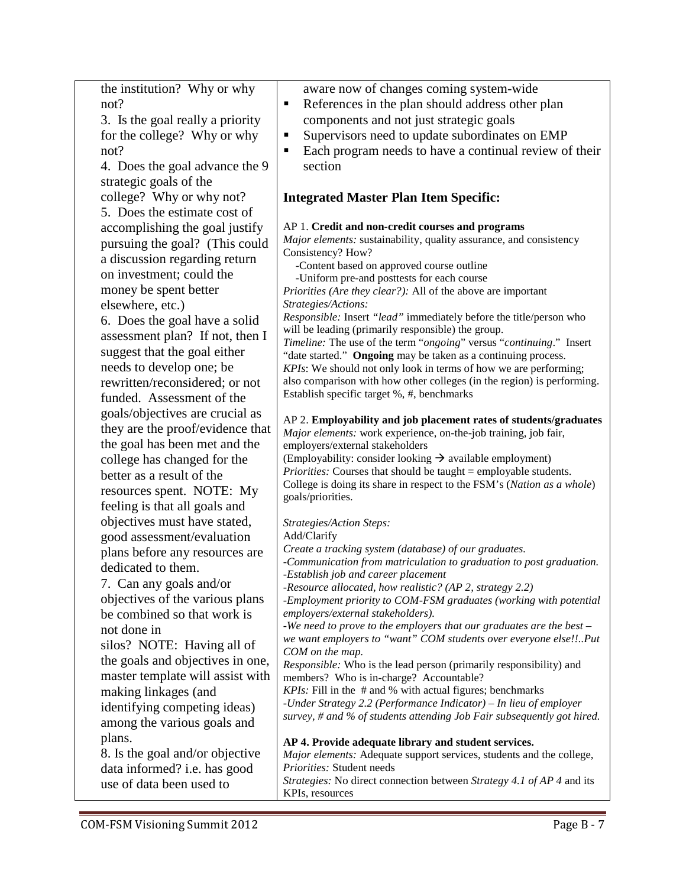| | |
|---|---|
| the institution? Why or why not?<br>3. Is the goal really a priority for the college? Why or why not?<br>4. Does the goal advance the 9 strategic goals of the college? Why or why not?<br>5. Does the estimate cost of accomplishing the goal justify pursuing the goal? (This could a discussion regarding return on investment; could the money be spent better elsewhere, etc.)<br>6. Does the goal have a solid assessment plan? If not, then I suggest that the goal either needs to develop one; be rewritten/reconsidered; or not funded. Assessment of the goals/objectives are crucial as they are the proof/evidence that the goal has been met and the college has changed for the better as a result of the resources spent. NOTE: My feeling is that all goals and objectives must have stated, good assessment/evaluation plans before any resources are dedicated to them.<br>7. Can any goals and/or objectives of the various plans be combined so that work is not done in silos? NOTE: Having all of the goals and objectives in one, master template will assist with making linkages (and identifying competing ideas) among the various goals and plans.<br>8. Is the goal and/or objective data informed? i.e. has good use of data been used to | aware now of changes coming system-wide<br>▪ References in the plan should address other plan components and not just strategic goals<br>▪ Supervisors need to update subordinates on EMP<br>▪ Each program needs to have a continual review of their section<br><br>**Integrated Master Plan Item Specific:**<br><br>AP 1. **Credit and non-credit courses and programs**<br>*Major elements:* sustainability, quality assurance, and consistency<br>Consistency? How?<br>-Content based on approved course outline<br>-Uniform pre-and posttests for each course<br>*Priorities (Are they clear?):* All of the above are important<br>*Strategies/Actions:*<br>*Responsible:* Insert *"lead"* immediately before the title/person who will be leading (primarily responsible) the group.<br>*Timeline:* The use of the term "*ongoing*" versus "*continuing*." Insert "date started." **Ongoing** may be taken as a continuing process.<br>*KPIs*: We should not only look in terms of how we are performing; also comparison with how other colleges (in the region) is performing. Establish specific target %, #, benchmarks<br><br>AP 2. **Employability and job placement rates of students/graduates**<br>*Major elements:* work experience, on-the-job training, job fair, employers/external stakeholders<br>(Employability: consider looking → available employment)<br>*Priorities:* Courses that should be taught = employable students. College is doing its share in respect to the FSM's (*Nation as a whole*) goals/priorities.<br><br>*Strategies/Action Steps:*<br>Add/Clarify<br>*Create a tracking system (database) of our graduates.*<br>*-Communication from matriculation to graduation to post graduation.*<br>*-Establish job and career placement*<br>*-Resource allocated, how realistic? (AP 2, strategy 2.2)*<br>*-Employment priority to COM-FSM graduates (working with potential employers/external stakeholders).*<br>*-We need to prove to the employers that our graduates are the best – we want employers to "want" COM students over everyone else!!..Put COM on the map.*<br>*Responsible:* Who is the lead person (primarily responsibility) and members? Who is in-charge? Accountable?<br>*KPIs:* Fill in the # and % with actual figures; benchmarks<br>*-Under Strategy 2.2 (Performance Indicator) – In lieu of employer survey, # and % of students attending Job Fair subsequently got hired.*<br><br>**AP 4. Provide adequate library and student services.**<br>*Major elements:* Adequate support services, students and the college,<br>*Priorities:* Student needs<br>*Strategies:* No direct connection between *Strategy 4.1 of AP 4* and its KPIs, resources |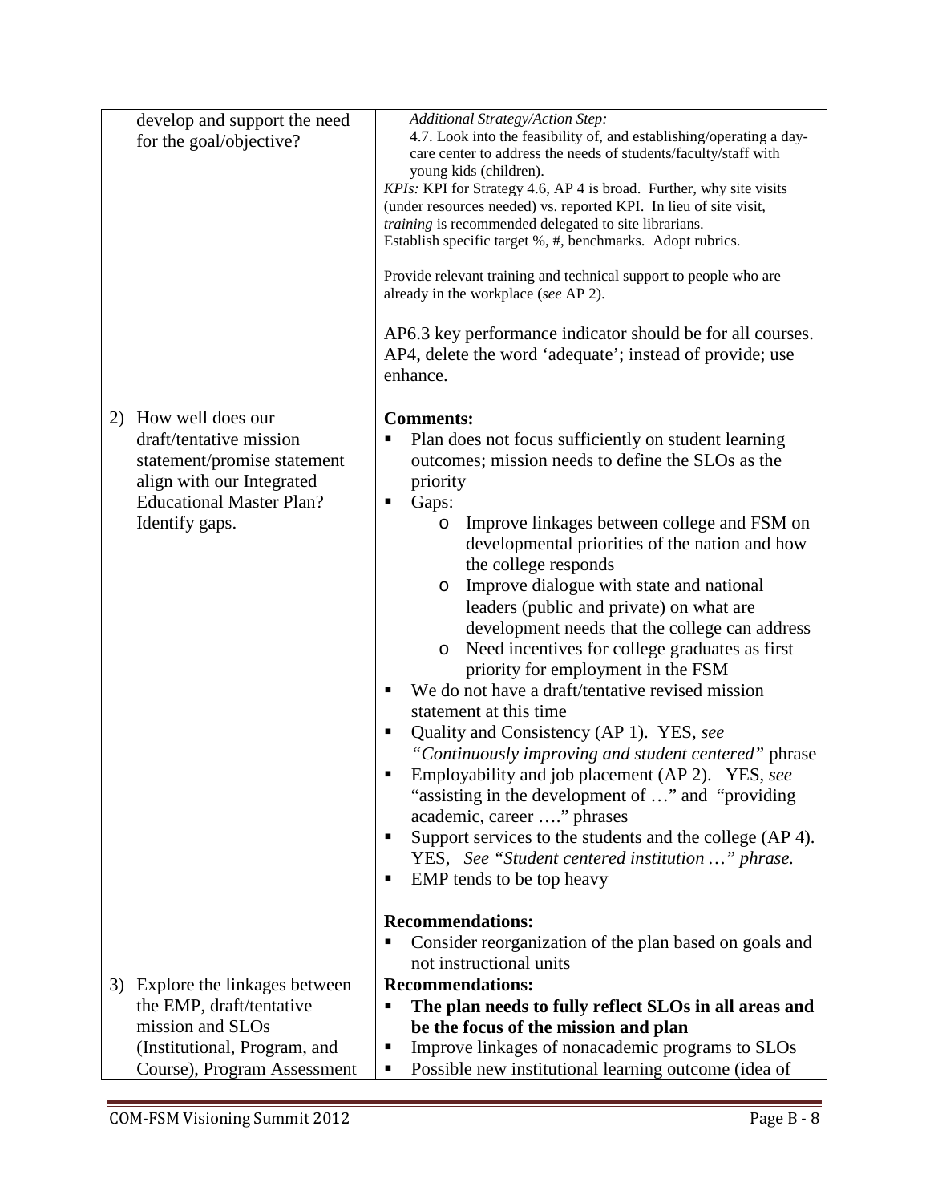| | |
|---|---|
| develop and support the need for the goal/objective? | *Additional Strategy/Action Step:*<br>4.7. Look into the feasibility of, and establishing/operating a day-care center to address the needs of students/faculty/staff with young kids (children).<br>*KPIs:* KPI for Strategy 4.6, AP 4 is broad. Further, why site visits (under resources needed) vs. reported KPI. In lieu of site visit, *training* is recommended delegated to site librarians.<br>Establish specific target %, #, benchmarks. Adopt rubrics.<br><br>Provide relevant training and technical support to people who are already in the workplace (*see* AP 2).<br><br>AP6.3 key performance indicator should be for all courses. AP4, delete the word 'adequate'; instead of provide; use enhance. |
| 2) How well does our draft/tentative mission statement/promise statement align with our Integrated Educational Master Plan? Identify gaps. | **Comments:**<br>▪ Plan does not focus sufficiently on student learning outcomes; mission needs to define the SLOs as the priority<br>▪ Gaps:<br>  o Improve linkages between college and FSM on developmental priorities of the nation and how the college responds<br>  o Improve dialogue with state and national leaders (public and private) on what are development needs that the college can address<br>  o Need incentives for college graduates as first priority for employment in the FSM<br>▪ We do not have a draft/tentative revised mission statement at this time<br>▪ Quality and Consistency (AP 1). YES, *see "Continuously improving and student centered"* phrase<br>▪ Employability and job placement (AP 2). YES, *see* "assisting in the development of …" and "providing academic, career …." phrases<br>▪ Support services to the students and the college (AP 4). YES, *See "Student centered institution …" phrase.*<br>▪ EMP tends to be top heavy<br><br>**Recommendations:**<br>▪ Consider reorganization of the plan based on goals and not instructional units |
| 3) Explore the linkages between the EMP, draft/tentative mission and SLOs (Institutional, Program, and Course), Program Assessment | **Recommendations:**<br>▪ **The plan needs to fully reflect SLOs in all areas and be the focus of the mission and plan**<br>▪ Improve linkages of nonacademic programs to SLOs<br>▪ Possible new institutional learning outcome (idea of |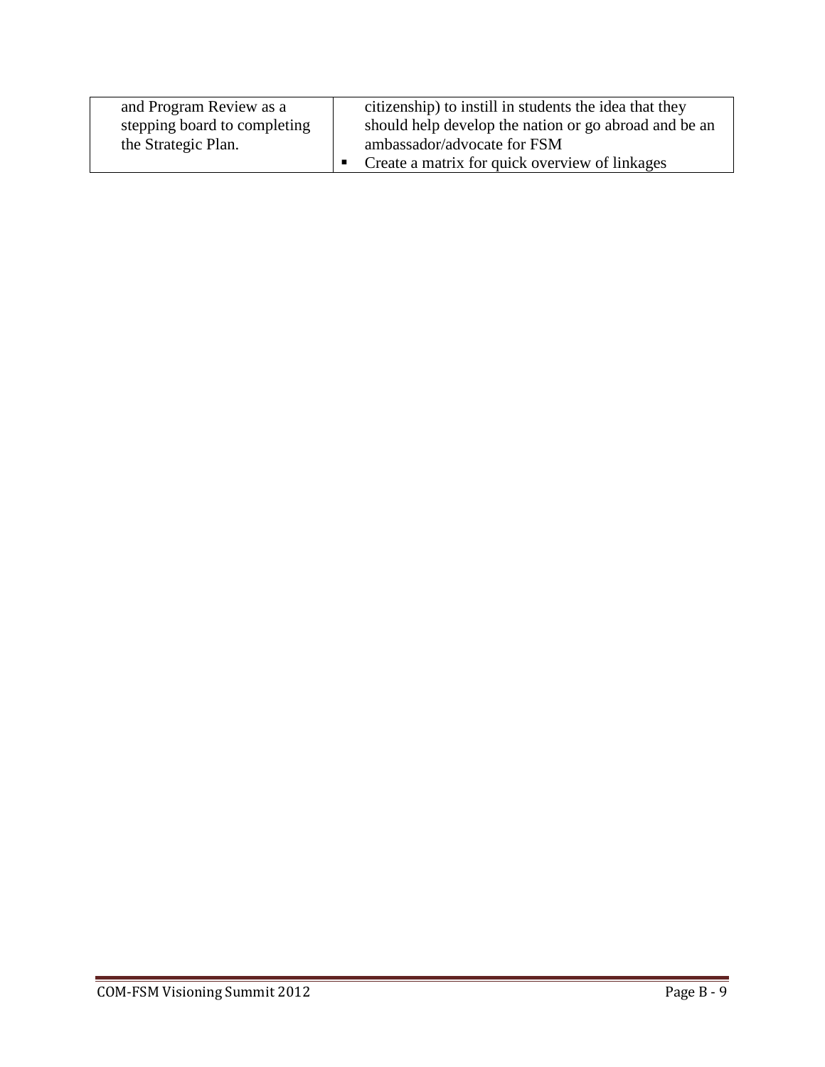| | |
|---|---|
| and Program Review as a stepping board to completing the Strategic Plan. | citizenship) to instill in students the idea that they should help develop the nation or go abroad and be an ambassador/advocate for FSM<br>▪ Create a matrix for quick overview of linkages |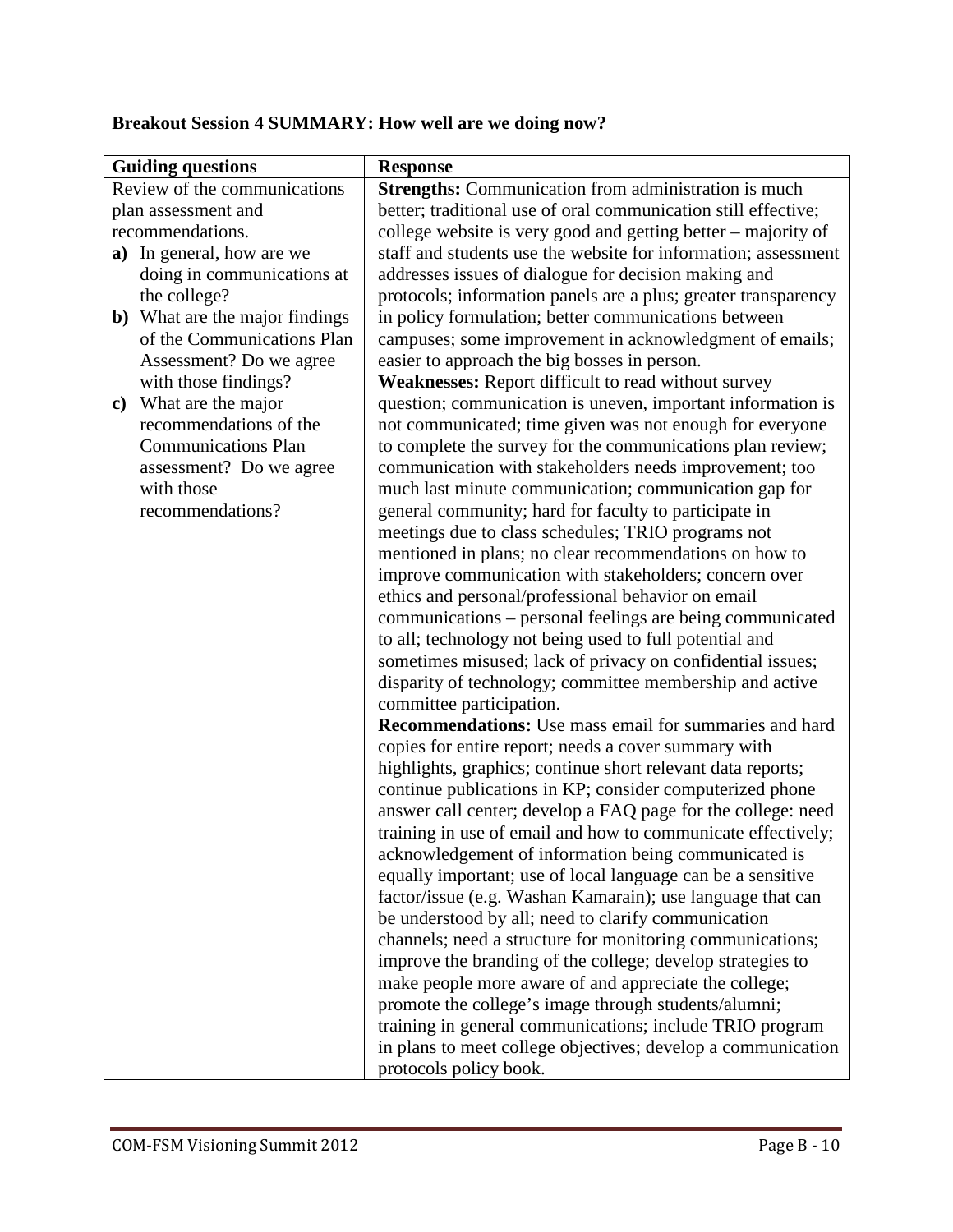**Breakout Session 4 SUMMARY: How well are we doing now?**

| Guiding questions | Response |
| --- | --- |
| Review of the communications plan assessment and recommendations.<br>**a)** In general, how are we doing in communications at the college?<br>**b)** What are the major findings of the Communications Plan Assessment? Do we agree with those findings?<br>**c)** What are the major recommendations of the Communications Plan assessment? Do we agree with those recommendations? | **Strengths:** Communication from administration is much better; traditional use of oral communication still effective; college website is very good and getting better – majority of staff and students use the website for information; assessment addresses issues of dialogue for decision making and protocols; information panels are a plus; greater transparency in policy formulation; better communications between campuses; some improvement in acknowledgment of emails; easier to approach the big bosses in person.<br>**Weaknesses:** Report difficult to read without survey question; communication is uneven, important information is not communicated; time given was not enough for everyone to complete the survey for the communications plan review; communication with stakeholders needs improvement; too much last minute communication; communication gap for general community; hard for faculty to participate in meetings due to class schedules; TRIO programs not mentioned in plans; no clear recommendations on how to improve communication with stakeholders; concern over ethics and personal/professional behavior on email communications – personal feelings are being communicated to all; technology not being used to full potential and sometimes misused; lack of privacy on confidential issues; disparity of technology; committee membership and active committee participation.<br>**Recommendations:** Use mass email for summaries and hard copies for entire report; needs a cover summary with highlights, graphics; continue short relevant data reports; continue publications in KP; consider computerized phone answer call center; develop a FAQ page for the college: need training in use of email and how to communicate effectively; acknowledgement of information being communicated is equally important; use of local language can be a sensitive factor/issue (e.g. Washan Kamarain); use language that can be understood by all; need to clarify communication channels; need a structure for monitoring communications; improve the branding of the college; develop strategies to make people more aware of and appreciate the college; promote the college's image through students/alumni; training in general communications; include TRIO program in plans to meet college objectives; develop a communication protocols policy book. |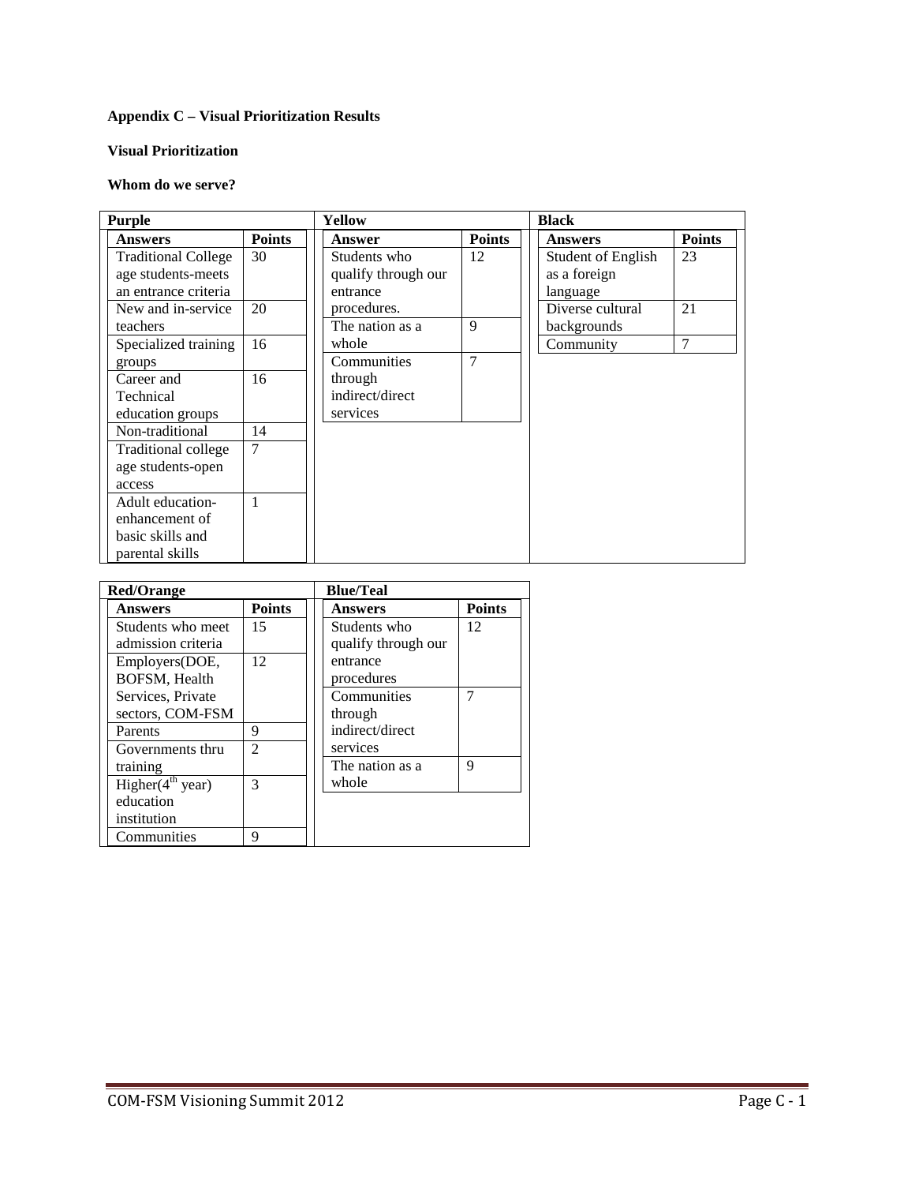**Appendix C – Visual Prioritization Results**

**Visual Prioritization**

**Whom do we serve?**

**Purple**

| Answers | Points |
|---|---|
| Traditional College age students-meets an entrance criteria | 30 |
| New and in-service teachers | 20 |
| Specialized training groups | 16 |
| Career and Technical education groups | 16 |
| Non-traditional | 14 |
| Traditional college age students-open access | 7 |
| Adult education-enhancement of basic skills and parental skills | 1 |

**Yellow**

| Answer | Points |
|---|---|
| Students who qualify through our entrance procedures. | 12 |
| The nation as a whole | 9 |
| Communities through indirect/direct services | 7 |

**Black**

| Answers | Points |
|---|---|
| Student of English as a foreign language | 23 |
| Diverse cultural backgrounds | 21 |
| Community | 7 |

**Red/Orange**

| Answers | Points |
|---|---|
| Students who meet admission criteria | 15 |
| Employers(DOE, BOFSM, Health Services, Private sectors, COM-FSM | 12 |
| Parents | 9 |
| Governments thru training | 2 |
| Higher(4th year) education institution | 3 |
| Communities | 9 |

**Blue/Teal**

| Answers | Points |
|---|---|
| Students who qualify through our entrance procedures | 12 |
| Communities through indirect/direct services | 7 |
| The nation as a whole | 9 |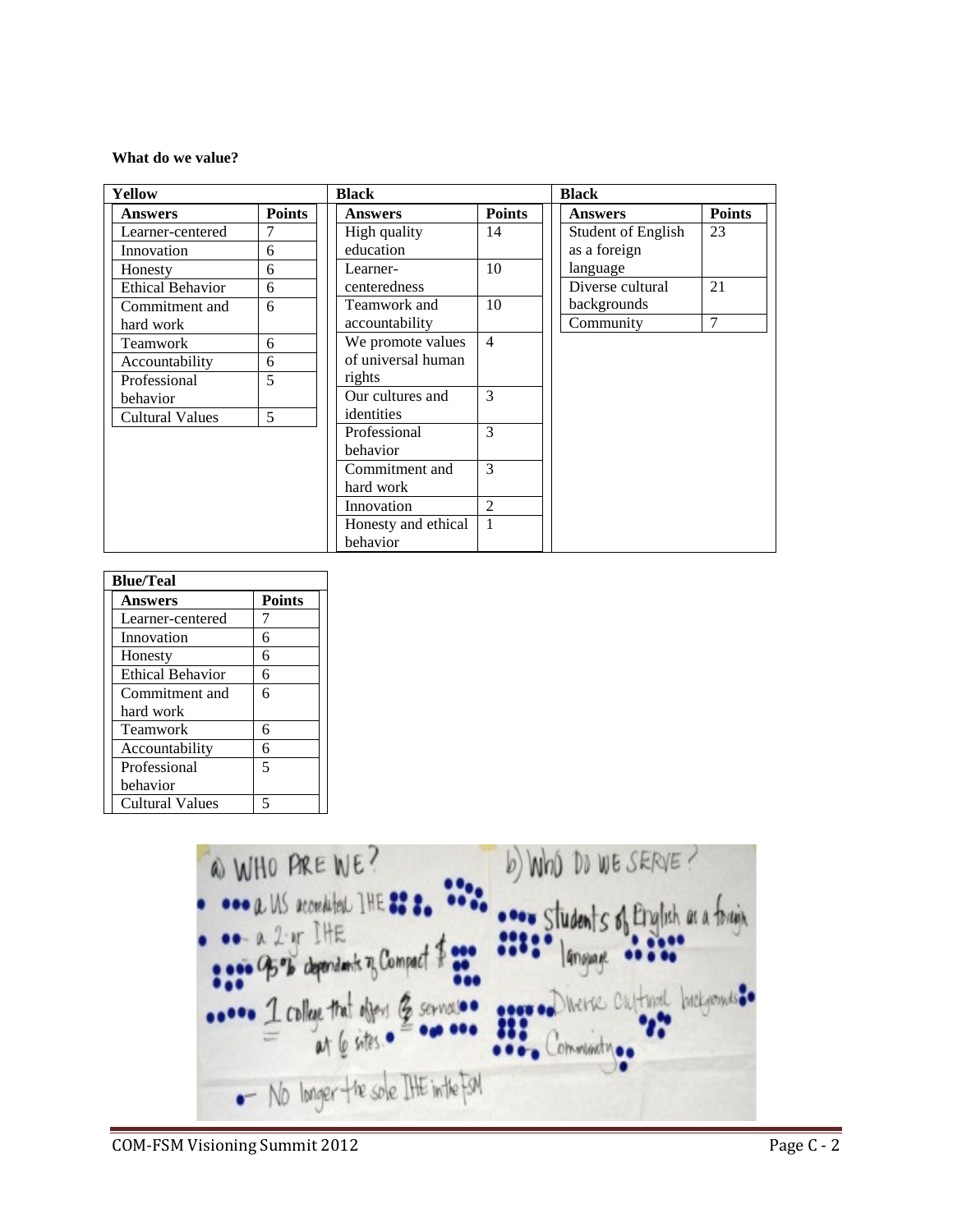**What do we value?**

**Yellow**

| Answers | Points |
|---|---|
| Learner-centered | 7 |
| Innovation | 6 |
| Honesty | 6 |
| Ethical Behavior | 6 |
| Commitment and hard work | 6 |
| Teamwork | 6 |
| Accountability | 6 |
| Professional behavior | 5 |
| Cultural Values | 5 |

**Black**

| Answers | Points |
|---|---|
| High quality education | 14 |
| Learner-centeredness | 10 |
| Teamwork and accountability | 10 |
| We promote values of universal human rights | 4 |
| Our cultures and identities | 3 |
| Professional behavior | 3 |
| Commitment and hard work | 3 |
| Innovation | 2 |
| Honesty and ethical behavior | 1 |

**Black**

| Answers | Points |
|---|---|
| Student of English as a foreign language | 23 |
| Diverse cultural backgrounds | 21 |
| Community | 7 |

**Blue/Teal**

| Answers | Points |
|---|---|
| Learner-centered | 7 |
| Innovation | 6 |
| Honesty | 6 |
| Ethical Behavior | 6 |
| Commitment and hard work | 6 |
| Teamwork | 6 |
| Accountability | 6 |
| Professional behavior | 5 |
| Cultural Values | 5 |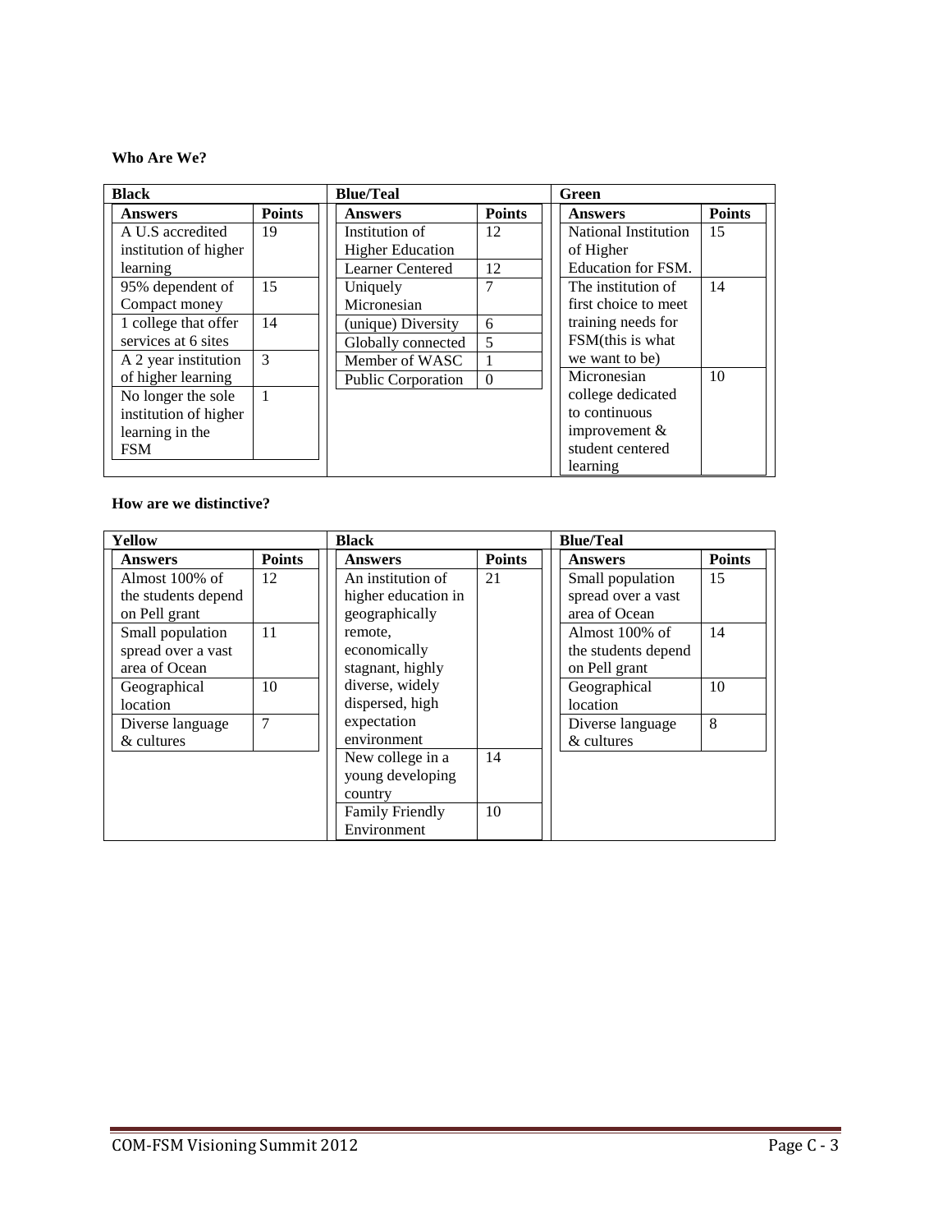**Who Are We?**

**Black**

| Answers | Points |
| --- | --- |
| A U.S accredited institution of higher learning | 19 |
| 95% dependent of Compact money | 15 |
| 1 college that offer services at 6 sites | 14 |
| A 2 year institution of higher learning | 3 |
| No longer the sole institution of higher learning in the FSM | 1 |

**Blue/Teal**

| Answers | Points |
| --- | --- |
| Institution of Higher Education | 12 |
| Learner Centered | 12 |
| Uniquely Micronesian | 7 |
| (unique) Diversity | 6 |
| Globally connected | 5 |
| Member of WASC | 1 |
| Public Corporation | 0 |

**Green**

| Answers | Points |
| --- | --- |
| National Institution of Higher Education for FSM. | 15 |
| The institution of first choice to meet training needs for FSM(this is what we want to be) | 14 |
| Micronesian college dedicated to continuous improvement & student centered learning | 10 |

**How are we distinctive?**

**Yellow**

| Answers | Points |
| --- | --- |
| Almost 100% of the students depend on Pell grant | 12 |
| Small population spread over a vast area of Ocean | 11 |
| Geographical location | 10 |
| Diverse language & cultures | 7 |

**Black**

| Answers | Points |
| --- | --- |
| An institution of higher education in geographically remote, economically stagnant, highly diverse, widely dispersed, high expectation environment | 21 |
| New college in a young developing country | 14 |
| Family Friendly Environment | 10 |

**Blue/Teal**

| Answers | Points |
| --- | --- |
| Small population spread over a vast area of Ocean | 15 |
| Almost 100% of the students depend on Pell grant | 14 |
| Geographical location | 10 |
| Diverse language & cultures | 8 |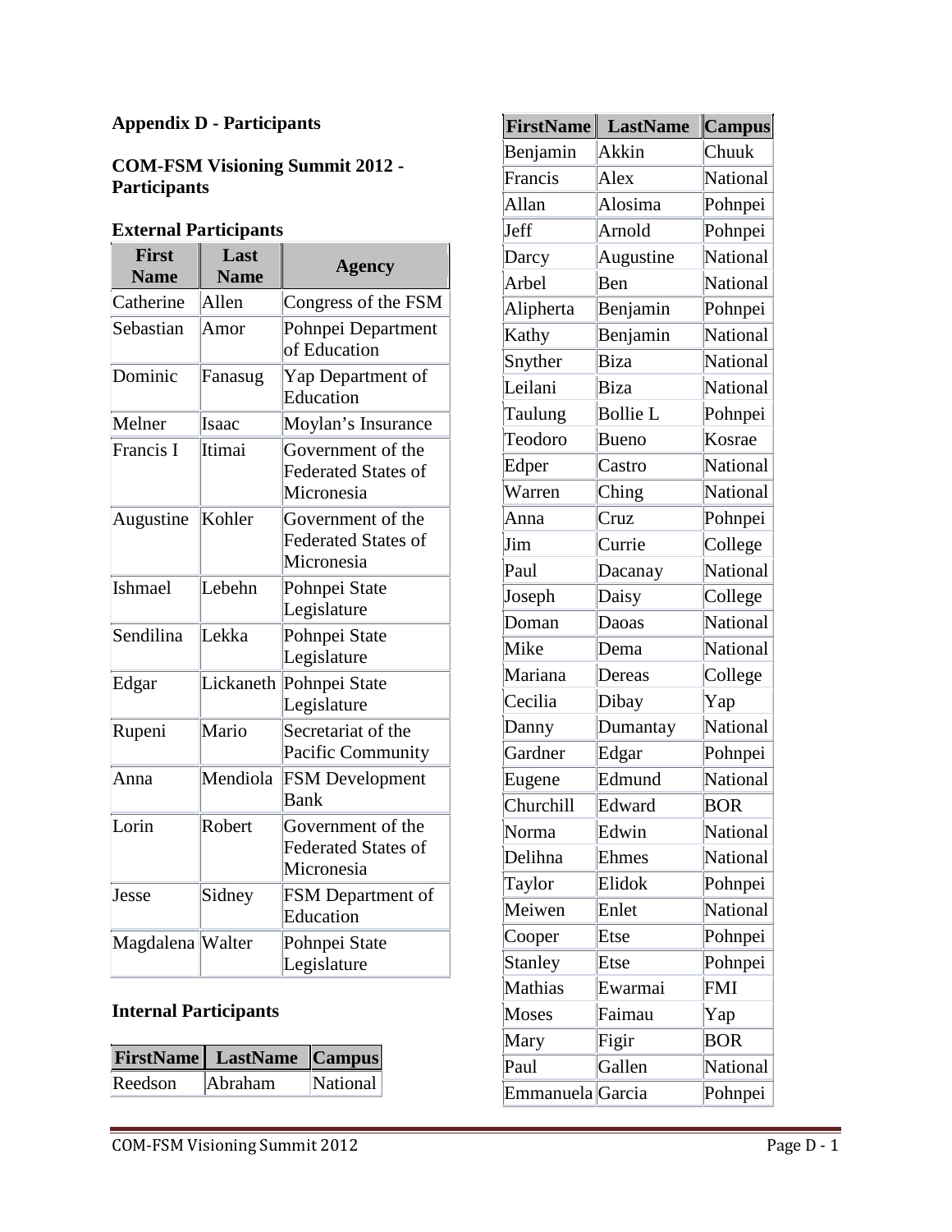## Appendix D - Participants

### COM-FSM Visioning Summit 2012 - Participants

### External Participants

| First Name | Last Name | Agency |
|---|---|---|
| Catherine | Allen | Congress of the FSM |
| Sebastian | Amor | Pohnpei Department of Education |
| Dominic | Fanasug | Yap Department of Education |
| Melner | Isaac | Moylan's Insurance |
| Francis I | Itimai | Government of the Federated States of Micronesia |
| Augustine | Kohler | Government of the Federated States of Micronesia |
| Ishmael | Lebehn | Pohnpei State Legislature |
| Sendilina | Lekka | Pohnpei State Legislature |
| Edgar | Lickaneth | Pohnpei State Legislature |
| Rupeni | Mario | Secretariat of the Pacific Community |
| Anna | Mendiola | FSM Development Bank |
| Lorin | Robert | Government of the Federated States of Micronesia |
| Jesse | Sidney | FSM Department of Education |
| Magdalena | Walter | Pohnpei State Legislature |

### Internal Participants

| FirstName | LastName | Campus |
|---|---|---|
| Reedson | Abraham | National |
| Benjamin | Akkin | Chuuk |
| Francis | Alex | National |
| Allan | Alosima | Pohnpei |
| Jeff | Arnold | Pohnpei |
| Darcy | Augustine | National |
| Arbel | Ben | National |
| Alipherta | Benjamin | Pohnpei |
| Kathy | Benjamin | National |
| Snyther | Biza | National |
| Leilani | Biza | National |
| Taulung | Bollie L | Pohnpei |
| Teodoro | Bueno | Kosrae |
| Edper | Castro | National |
| Warren | Ching | National |
| Anna | Cruz | Pohnpei |
| Jim | Currie | College |
| Paul | Dacanay | National |
| Joseph | Daisy | College |
| Doman | Daoas | National |
| Mike | Dema | National |
| Mariana | Dereas | College |
| Cecilia | Dibay | Yap |
| Danny | Dumantay | National |
| Gardner | Edgar | Pohnpei |
| Eugene | Edmund | National |
| Churchill | Edward | BOR |
| Norma | Edwin | National |
| Delihna | Ehmes | National |
| Taylor | Elidok | Pohnpei |
| Meiwen | Enlet | National |
| Cooper | Etse | Pohnpei |
| Stanley | Etse | Pohnpei |
| Mathias | Ewarmai | FMI |
| Moses | Faimau | Yap |
| Mary | Figir | BOR |
| Paul | Gallen | National |
| Emmanuela | Garcia | Pohnpei |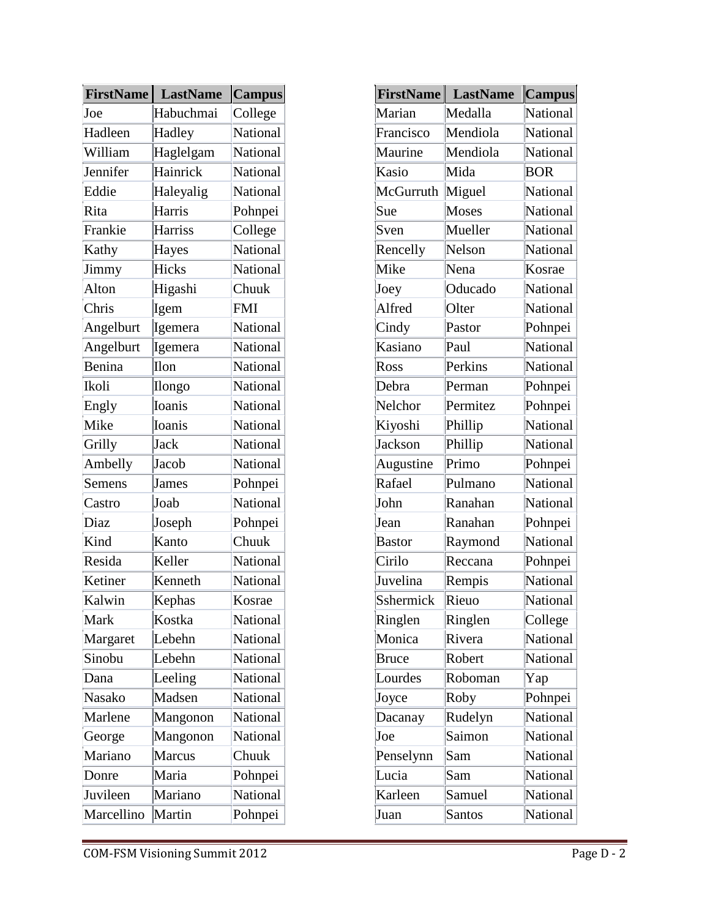| FirstName | LastName | Campus |
|---|---|---|
| Joe | Habuchmai | College |
| Hadleen | Hadley | National |
| William | Haglelgam | National |
| Jennifer | Hainrick | National |
| Eddie | Haleyalig | National |
| Rita | Harris | Pohnpei |
| Frankie | Harriss | College |
| Kathy | Hayes | National |
| Jimmy | Hicks | National |
| Alton | Higashi | Chuuk |
| Chris | Igem | FMI |
| Angelburt | Igemera | National |
| Angelburt | Igemera | National |
| Benina | Ilon | National |
| Ikoli | Ilongo | National |
| Engly | Ioanis | National |
| Mike | Ioanis | National |
| Grilly | Jack | National |
| Ambelly | Jacob | National |
| Semens | James | Pohnpei |
| Castro | Joab | National |
| Diaz | Joseph | Pohnpei |
| Kind | Kanto | Chuuk |
| Resida | Keller | National |
| Ketiner | Kenneth | National |
| Kalwin | Kephas | Kosrae |
| Mark | Kostka | National |
| Margaret | Lebehn | National |
| Sinobu | Lebehn | National |
| Dana | Leeling | National |
| Nasako | Madsen | National |
| Marlene | Mangonon | National |
| George | Mangonon | National |
| Mariano | Marcus | Chuuk |
| Donre | Maria | Pohnpei |
| Juvileen | Mariano | National |
| Marcellino | Martin | Pohnpei |

| FirstName | LastName | Campus |
|---|---|---|
| Marian | Medalla | National |
| Francisco | Mendiola | National |
| Maurine | Mendiola | National |
| Kasio | Mida | BOR |
| McGurruth | Miguel | National |
| Sue | Moses | National |
| Sven | Mueller | National |
| Rencelly | Nelson | National |
| Mike | Nena | Kosrae |
| Joey | Oducado | National |
| Alfred | Olter | National |
| Cindy | Pastor | Pohnpei |
| Kasiano | Paul | National |
| Ross | Perkins | National |
| Debra | Perman | Pohnpei |
| Nelchor | Permitez | Pohnpei |
| Kiyoshi | Phillip | National |
| Jackson | Phillip | National |
| Augustine | Primo | Pohnpei |
| Rafael | Pulmano | National |
| John | Ranahan | National |
| Jean | Ranahan | Pohnpei |
| Bastor | Raymond | National |
| Cirilo | Reccana | Pohnpei |
| Juvelina | Rempis | National |
| Sshermick | Rieuo | National |
| Ringlen | Ringlen | College |
| Monica | Rivera | National |
| Bruce | Robert | National |
| Lourdes | Roboman | Yap |
| Joyce | Roby | Pohnpei |
| Dacanay | Rudelyn | National |
| Joe | Saimon | National |
| Penselynn | Sam | National |
| Lucia | Sam | National |
| Karleen | Samuel | National |
| Juan | Santos | National |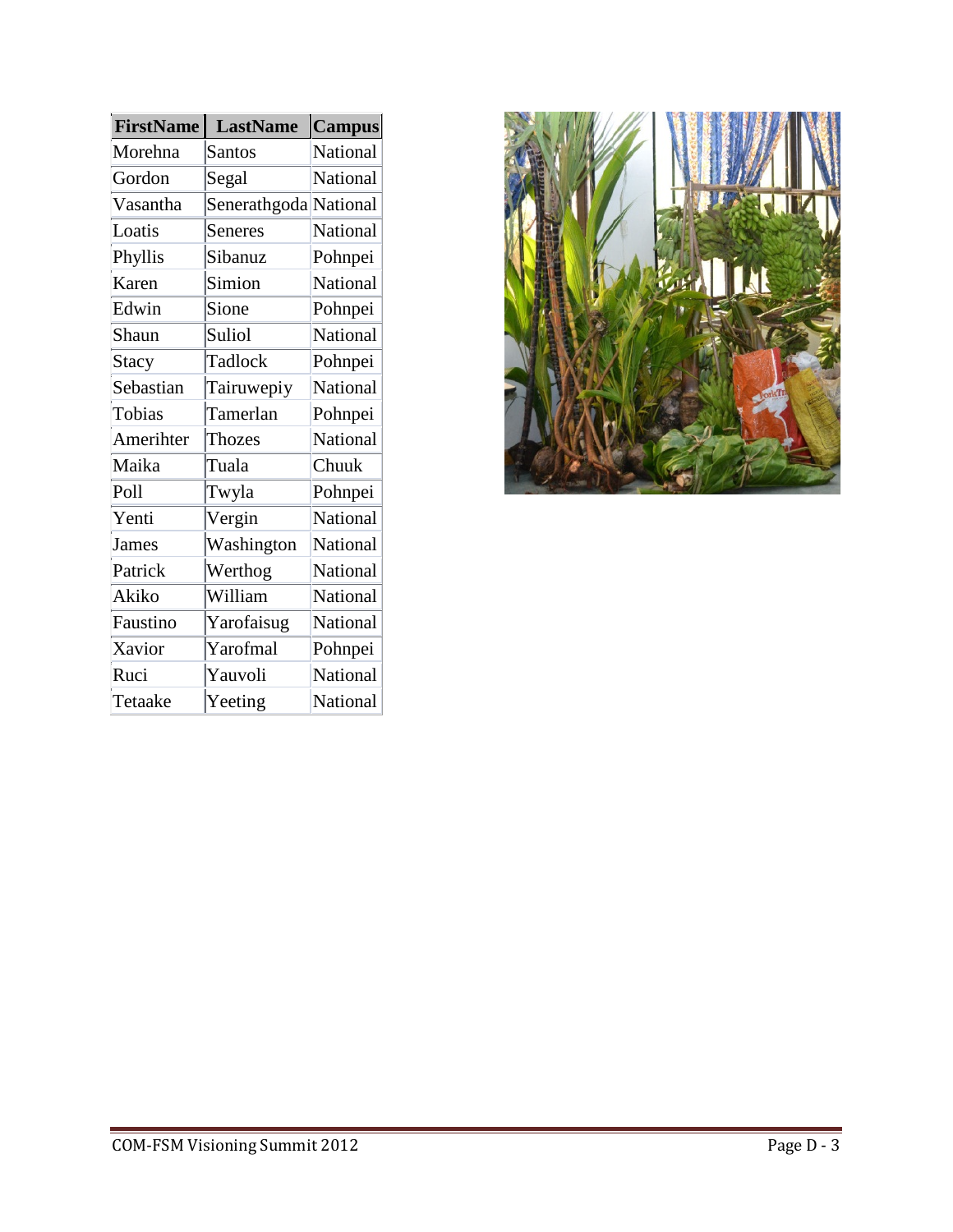| FirstName | LastName | Campus |
|---|---|---|
| Morehna | Santos | National |
| Gordon | Segal | National |
| Vasantha | Senerathgoda | National |
| Loatis | Seneres | National |
| Phyllis | Sibanuz | Pohnpei |
| Karen | Simion | National |
| Edwin | Sione | Pohnpei |
| Shaun | Suliol | National |
| Stacy | Tadlock | Pohnpei |
| Sebastian | Tairuwepiy | National |
| Tobias | Tamerlan | Pohnpei |
| Amerihter | Thozes | National |
| Maika | Tuala | Chuuk |
| Poll | Twyla | Pohnpei |
| Yenti | Vergin | National |
| James | Washington | National |
| Patrick | Werthog | National |
| Akiko | William | National |
| Faustino | Yarofaisug | National |
| Xavior | Yarofmal | Pohnpei |
| Ruci | Yauvoli | National |
| Tetaake | Yeeting | National |